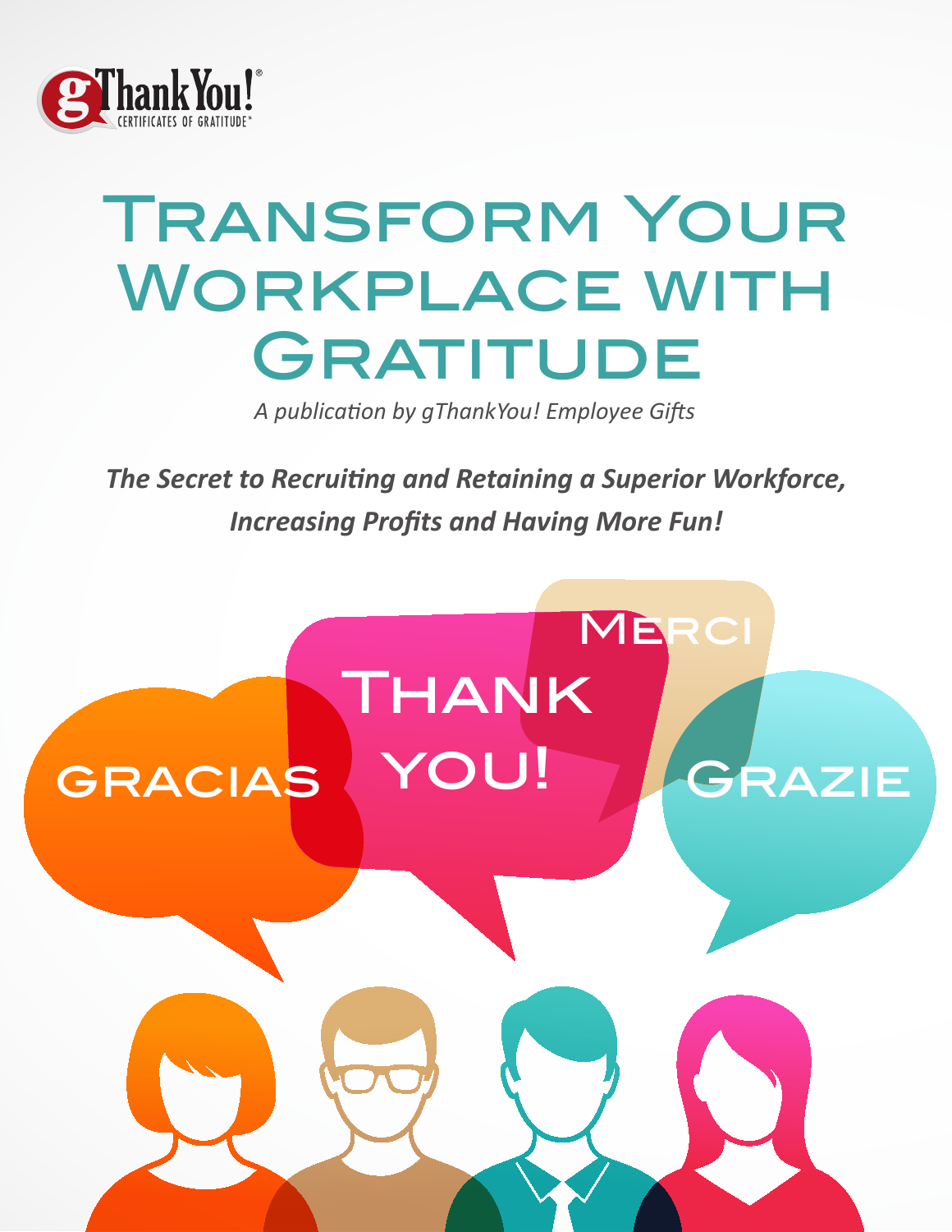# Transform Your Workplace with Gratitude

*A publication by gThankYou! Employee Gifts*

***The Secret to Recruiting and Retaining a Superior Workforce, Increasing Profits and Having More Fun!***

GRACIAS

THANK YOU!

MERCI

GRAZIE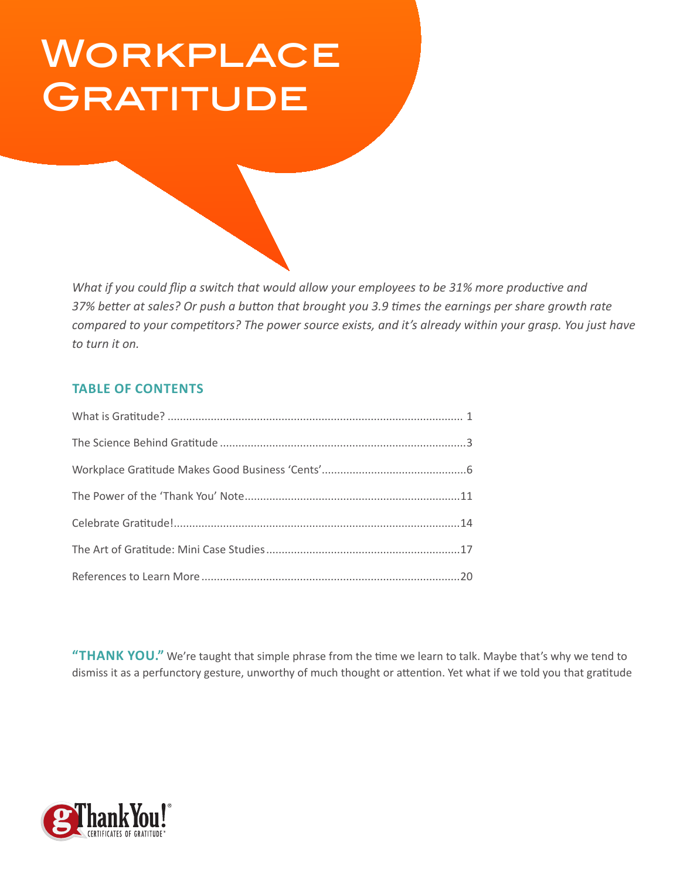# Workplace Gratitude

*What if you could flip a switch that would allow your employees to be 31% more productive and 37% better at sales? Or push a button that brought you 3.9 times the earnings per share growth rate compared to your competitors? The power source exists, and it's already within your grasp. You just have to turn it on.*

## TABLE OF CONTENTS

| | |
|---|---|
| What is Gratitude? | 1 |
| The Science Behind Gratitude | 3 |
| Workplace Gratitude Makes Good Business 'Cents' | 6 |
| The Power of the 'Thank You' Note | 11 |
| Celebrate Gratitude! | 14 |
| The Art of Gratitude: Mini Case Studies | 17 |
| References to Learn More | 20 |

**"THANK YOU."** We're taught that simple phrase from the time we learn to talk. Maybe that's why we tend to dismiss it as a perfunctory gesture, unworthy of much thought or attention. Yet what if we told you that gratitude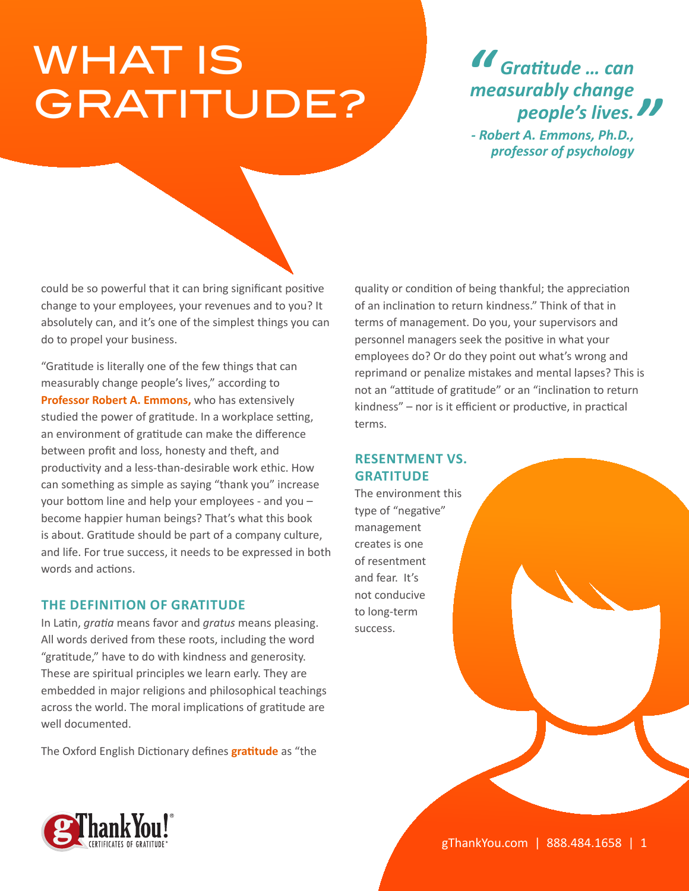# WHAT IS GRATITUDE?

> ***"Gratitude … can measurably change people's lives."***
> ***- Robert A. Emmons, Ph.D., professor of psychology***

could be so powerful that it can bring significant positive change to your employees, your revenues and to you? It absolutely can, and it's one of the simplest things you can do to propel your business.

"Gratitude is literally one of the few things that can measurably change people's lives," according to **Professor Robert A. Emmons,** who has extensively studied the power of gratitude. In a workplace setting, an environment of gratitude can make the difference between profit and loss, honesty and theft, and productivity and a less-than-desirable work ethic. How can something as simple as saying "thank you" increase your bottom line and help your employees - and you – become happier human beings? That's what this book is about. Gratitude should be part of a company culture, and life. For true success, it needs to be expressed in both words and actions.

## THE DEFINITION OF GRATITUDE

In Latin, *gratia* means favor and *gratus* means pleasing. All words derived from these roots, including the word "gratitude," have to do with kindness and generosity. These are spiritual principles we learn early. They are embedded in major religions and philosophical teachings across the world. The moral implications of gratitude are well documented.

The Oxford English Dictionary defines **gratitude** as "the quality or condition of being thankful; the appreciation of an inclination to return kindness." Think of that in terms of management. Do you, your supervisors and personnel managers seek the positive in what your employees do? Or do they point out what's wrong and reprimand or penalize mistakes and mental lapses? This is not an "attitude of gratitude" or an "inclination to return kindness" – nor is it efficient or productive, in practical terms.

## RESENTMENT VS. GRATITUDE

The environment this type of "negative" management creates is one of resentment and fear. It's not conducive to long-term success.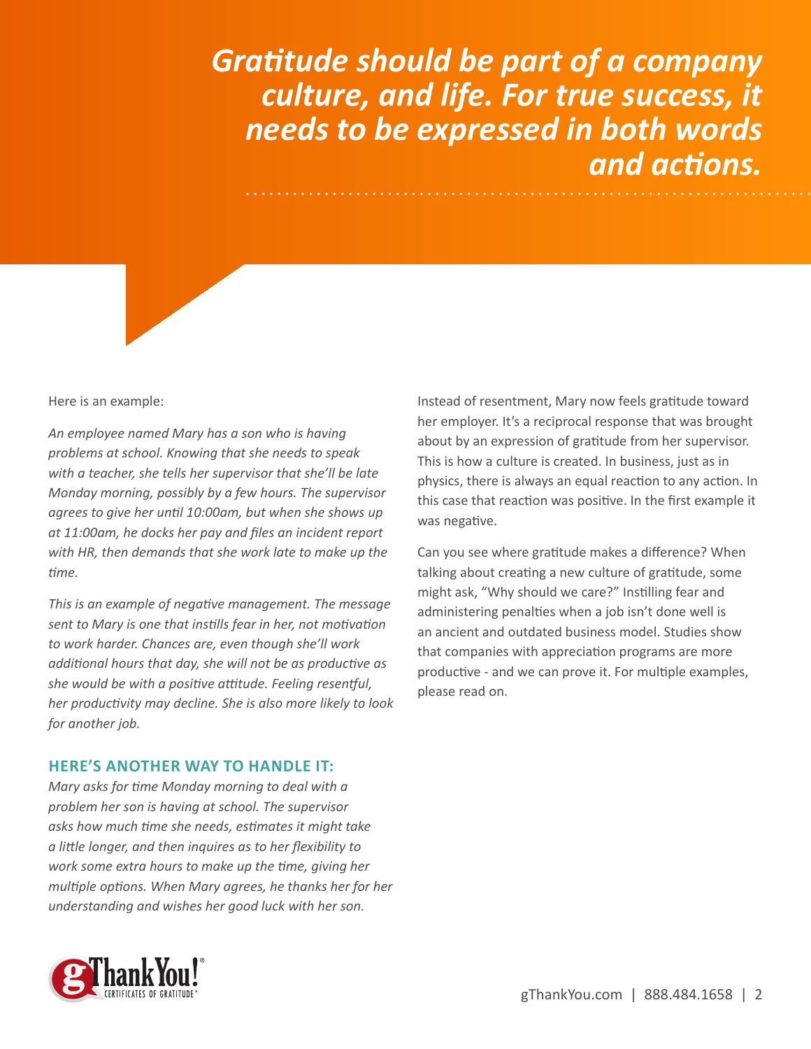*Gratitude should be part of a company culture, and life. For true success, it needs to be expressed in both words and actions.*

Here is an example:

*An employee named Mary has a son who is having problems at school. Knowing that she needs to speak with a teacher, she tells her supervisor that she'll be late Monday morning, possibly by a few hours. The supervisor agrees to give her until 10:00am, but when she shows up at 11:00am, he docks her pay and files an incident report with HR, then demands that she work late to make up the time.*

*This is an example of negative management. The message sent to Mary is one that instills fear in her, not motivation to work harder. Chances are, even though she'll work additional hours that day, she will not be as productive as she would be with a positive attitude. Feeling resentful, her productivity may decline. She is also more likely to look for another job.*

### HERE'S ANOTHER WAY TO HANDLE IT:

*Mary asks for time Monday morning to deal with a problem her son is having at school. The supervisor asks how much time she needs, estimates it might take a little longer, and then inquires as to her flexibility to work some extra hours to make up the time, giving her multiple options. When Mary agrees, he thanks her for her understanding and wishes her good luck with her son.*

Instead of resentment, Mary now feels gratitude toward her employer. It's a reciprocal response that was brought about by an expression of gratitude from her supervisor. This is how a culture is created. In business, just as in physics, there is always an equal reaction to any action. In this case that reaction was positive. In the first example it was negative.

Can you see where gratitude makes a difference? When talking about creating a new culture of gratitude, some might ask, "Why should we care?" Instilling fear and administering penalties when a job isn't done well is an ancient and outdated business model. Studies show that companies with appreciation programs are more productive - and we can prove it. For multiple examples, please read on.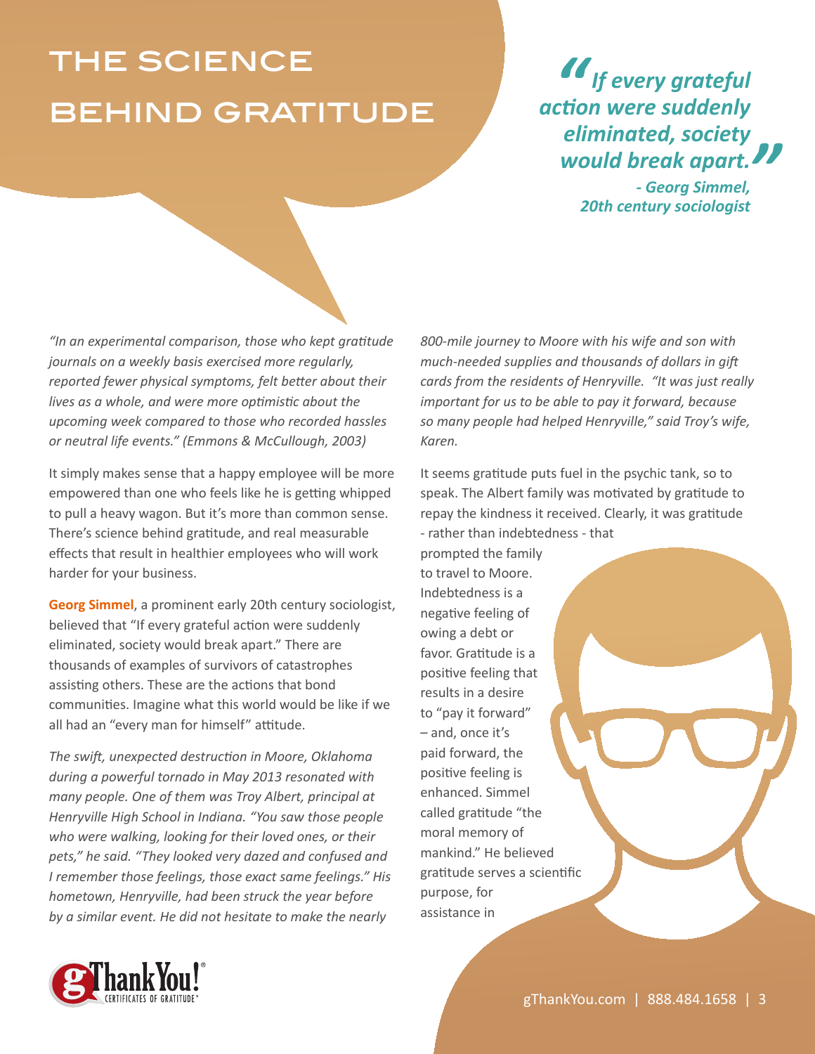# THE SCIENCE BEHIND GRATITUDE

> ***"If every grateful action were suddenly eliminated, society would break apart."***
> ***- Georg Simmel, 20th century sociologist***

*"In an experimental comparison, those who kept gratitude journals on a weekly basis exercised more regularly, reported fewer physical symptoms, felt better about their lives as a whole, and were more optimistic about the upcoming week compared to those who recorded hassles or neutral life events." (Emmons & McCullough, 2003)*

It simply makes sense that a happy employee will be more empowered than one who feels like he is getting whipped to pull a heavy wagon. But it's more than common sense. There's science behind gratitude, and real measurable effects that result in healthier employees who will work harder for your business.

**Georg Simmel**, a prominent early 20th century sociologist, believed that "If every grateful action were suddenly eliminated, society would break apart." There are thousands of examples of survivors of catastrophes assisting others. These are the actions that bond communities. Imagine what this world would be like if we all had an "every man for himself" attitude.

*The swift, unexpected destruction in Moore, Oklahoma during a powerful tornado in May 2013 resonated with many people. One of them was Troy Albert, principal at Henryville High School in Indiana. "You saw those people who were walking, looking for their loved ones, or their pets," he said. "They looked very dazed and confused and I remember those feelings, those exact same feelings." His hometown, Henryville, had been struck the year before by a similar event. He did not hesitate to make the nearly 800-mile journey to Moore with his wife and son with much-needed supplies and thousands of dollars in gift cards from the residents of Henryville. "It was just really important for us to be able to pay it forward, because so many people had helped Henryville," said Troy's wife, Karen.*

It seems gratitude puts fuel in the psychic tank, so to speak. The Albert family was motivated by gratitude to repay the kindness it received. Clearly, it was gratitude - rather than indebtedness - that prompted the family to travel to Moore. Indebtedness is a negative feeling of owing a debt or favor. Gratitude is a positive feeling that results in a desire to "pay it forward" – and, once it's paid forward, the positive feeling is enhanced. Simmel called gratitude "the moral memory of mankind." He believed gratitude serves a scientific purpose, for assistance in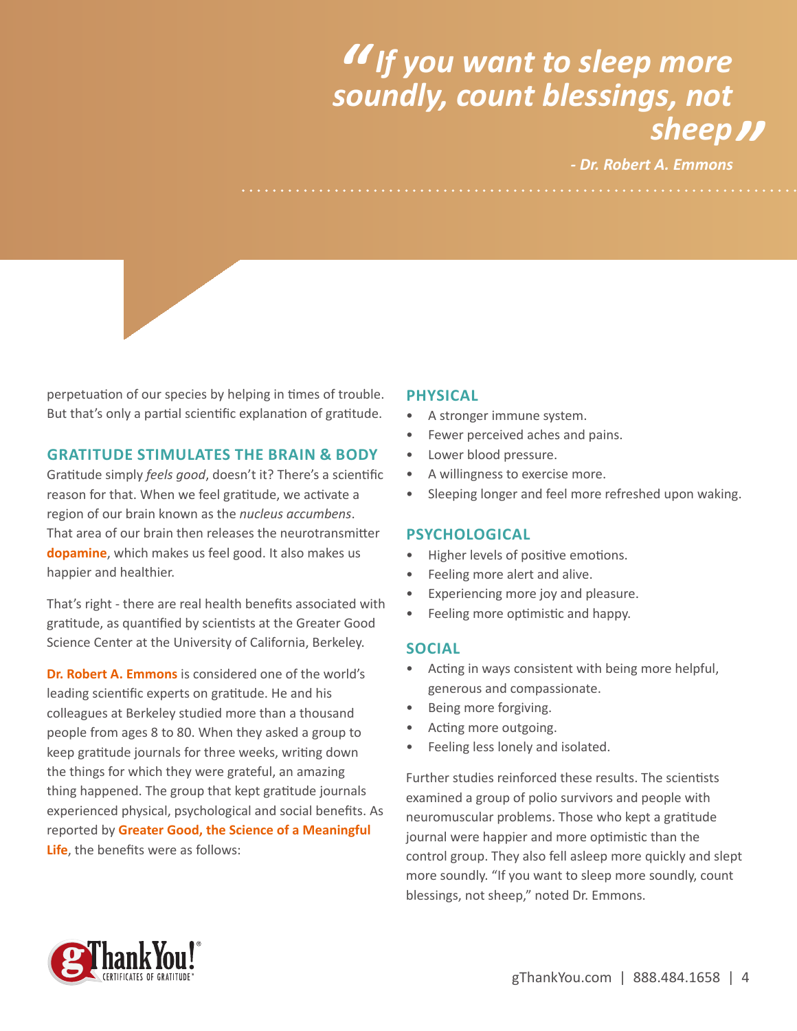> *"If you want to sleep more soundly, count blessings, not sheep"*
>
> *- Dr. Robert A. Emmons*

perpetuation of our species by helping in times of trouble. But that's only a partial scientific explanation of gratitude.

## GRATITUDE STIMULATES THE BRAIN & BODY

Gratitude simply *feels good*, doesn't it? There's a scientific reason for that. When we feel gratitude, we activate a region of our brain known as the *nucleus accumbens*. That area of our brain then releases the neurotransmitter **dopamine**, which makes us feel good. It also makes us happier and healthier.

That's right - there are real health benefits associated with gratitude, as quantified by scientists at the Greater Good Science Center at the University of California, Berkeley.

**Dr. Robert A. Emmons** is considered one of the world's leading scientific experts on gratitude. He and his colleagues at Berkeley studied more than a thousand people from ages 8 to 80. When they asked a group to keep gratitude journals for three weeks, writing down the things for which they were grateful, an amazing thing happened. The group that kept gratitude journals experienced physical, psychological and social benefits. As reported by **Greater Good, the Science of a Meaningful Life**, the benefits were as follows:

### PHYSICAL

- A stronger immune system.
- Fewer perceived aches and pains.
- Lower blood pressure.
- A willingness to exercise more.
- Sleeping longer and feel more refreshed upon waking.

### PSYCHOLOGICAL

- Higher levels of positive emotions.
- Feeling more alert and alive.
- Experiencing more joy and pleasure.
- Feeling more optimistic and happy.

### SOCIAL

- Acting in ways consistent with being more helpful, generous and compassionate.
- Being more forgiving.
- Acting more outgoing.
- Feeling less lonely and isolated.

Further studies reinforced these results. The scientists examined a group of polio survivors and people with neuromuscular problems. Those who kept a gratitude journal were happier and more optimistic than the control group. They also fell asleep more quickly and slept more soundly. "If you want to sleep more soundly, count blessings, not sheep," noted Dr. Emmons.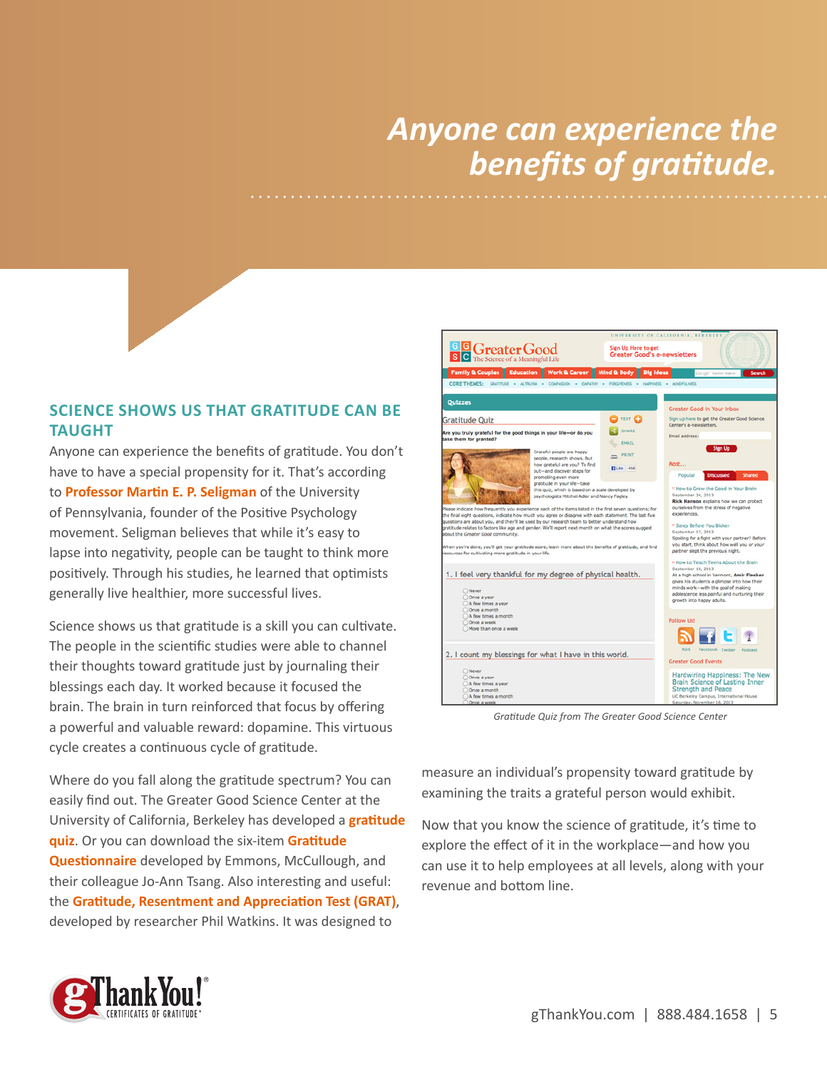# *Anyone can experience the benefits of gratitude.*

## SCIENCE SHOWS US THAT GRATITUDE CAN BE TAUGHT

Anyone can experience the benefits of gratitude. You don't have to have a special propensity for it. That's according to **Professor Martin E. P. Seligman** of the University of Pennsylvania, founder of the Positive Psychology movement. Seligman believes that while it's easy to lapse into negativity, people can be taught to think more positively. Through his studies, he learned that optimists generally live healthier, more successful lives.

Science shows us that gratitude is a skill you can cultivate. The people in the scientific studies were able to channel their thoughts toward gratitude just by journaling their blessings each day. It worked because it focused the brain. The brain in turn reinforced that focus by offering a powerful and valuable reward: dopamine. This virtuous cycle creates a continuous cycle of gratitude.

Where do you fall along the gratitude spectrum? You can easily find out. The Greater Good Science Center at the University of California, Berkeley has developed a **gratitude quiz**. Or you can download the six-item **Gratitude Questionnaire** developed by Emmons, McCullough, and their colleague Jo-Ann Tsang. Also interesting and useful: the **Gratitude, Resentment and Appreciation Test (GRAT)**, developed by researcher Phil Watkins. It was designed to measure an individual's propensity toward gratitude by examining the traits a grateful person would exhibit.

*Gratitude Quiz from The Greater Good Science Center*

Now that you know the science of gratitude, it's time to explore the effect of it in the workplace—and how you can use it to help employees at all levels, along with your revenue and bottom line.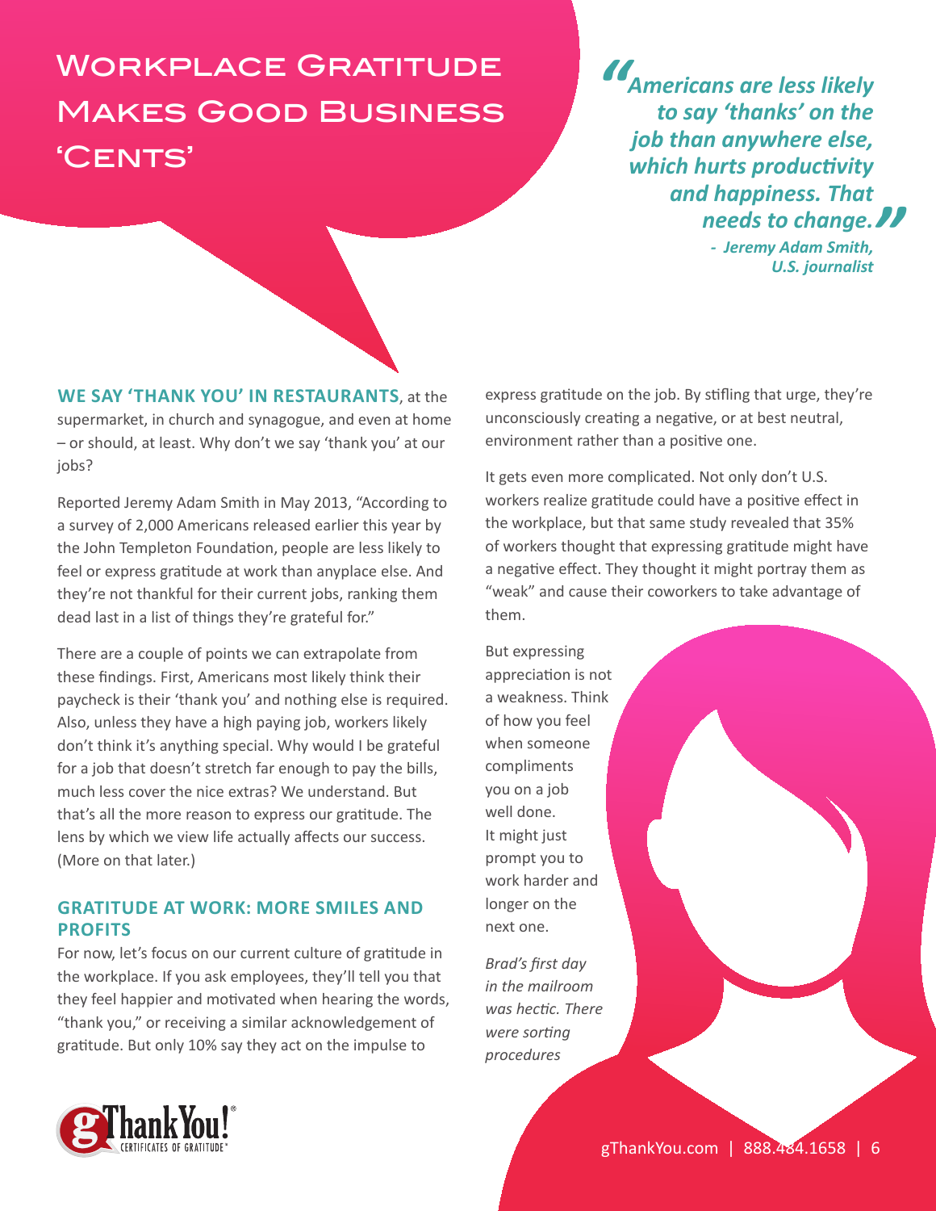# Workplace Gratitude Makes Good Business 'Cents'

> *"Americans are less likely to say 'thanks' on the job than anywhere else, which hurts productivity and happiness. That needs to change."*
>
> ***- Jeremy Adam Smith, U.S. journalist***

**WE SAY 'THANK YOU' IN RESTAURANTS**, at the supermarket, in church and synagogue, and even at home – or should, at least. Why don't we say 'thank you' at our jobs?

Reported Jeremy Adam Smith in May 2013, "According to a survey of 2,000 Americans released earlier this year by the John Templeton Foundation, people are less likely to feel or express gratitude at work than anyplace else. And they're not thankful for their current jobs, ranking them dead last in a list of things they're grateful for."

There are a couple of points we can extrapolate from these findings. First, Americans most likely think their paycheck is their 'thank you' and nothing else is required. Also, unless they have a high paying job, workers likely don't think it's anything special. Why would I be grateful for a job that doesn't stretch far enough to pay the bills, much less cover the nice extras? We understand. But that's all the more reason to express our gratitude. The lens by which we view life actually affects our success. (More on that later.)

## GRATITUDE AT WORK: MORE SMILES AND PROFITS

For now, let's focus on our current culture of gratitude in the workplace. If you ask employees, they'll tell you that they feel happier and motivated when hearing the words, "thank you," or receiving a similar acknowledgement of gratitude. But only 10% say they act on the impulse to express gratitude on the job. By stifling that urge, they're unconsciously creating a negative, or at best neutral, environment rather than a positive one.

It gets even more complicated. Not only don't U.S. workers realize gratitude could have a positive effect in the workplace, but that same study revealed that 35% of workers thought that expressing gratitude might have a negative effect. They thought it might portray them as "weak" and cause their coworkers to take advantage of them.

But expressing appreciation is not a weakness. Think of how you feel when someone compliments you on a job well done. It might just prompt you to work harder and longer on the next one.

*Brad's first day in the mailroom was hectic. There were sorting procedures*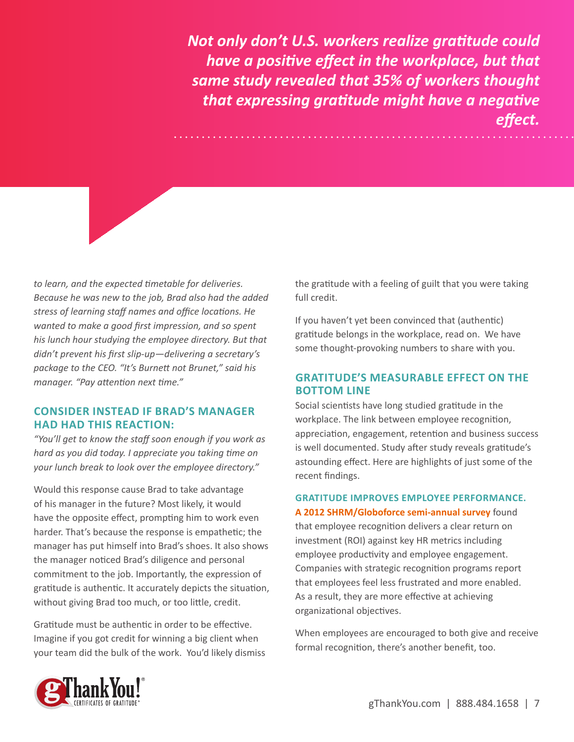***Not only don't U.S. workers realize gratitude could have a positive effect in the workplace, but that same study revealed that 35% of workers thought that expressing gratitude might have a negative effect.***

*to learn, and the expected timetable for deliveries. Because he was new to the job, Brad also had the added stress of learning staff names and office locations. He wanted to make a good first impression, and so spent his lunch hour studying the employee directory. But that didn't prevent his first slip-up—delivering a secretary's package to the CEO. "It's Burnett not Brunet," said his manager. "Pay attention next time."*

### CONSIDER INSTEAD IF BRAD'S MANAGER HAD HAD THIS REACTION:

*"You'll get to know the staff soon enough if you work as hard as you did today. I appreciate you taking time on your lunch break to look over the employee directory."*

Would this response cause Brad to take advantage of his manager in the future? Most likely, it would have the opposite effect, prompting him to work even harder. That's because the response is empathetic; the manager has put himself into Brad's shoes. It also shows the manager noticed Brad's diligence and personal commitment to the job. Importantly, the expression of gratitude is authentic. It accurately depicts the situation, without giving Brad too much, or too little, credit.

Gratitude must be authentic in order to be effective. Imagine if you got credit for winning a big client when your team did the bulk of the work. You'd likely dismiss the gratitude with a feeling of guilt that you were taking full credit.

If you haven't yet been convinced that (authentic) gratitude belongs in the workplace, read on. We have some thought-provoking numbers to share with you.

### GRATITUDE'S MEASURABLE EFFECT ON THE BOTTOM LINE

Social scientists have long studied gratitude in the workplace. The link between employee recognition, appreciation, engagement, retention and business success is well documented. Study after study reveals gratitude's astounding effect. Here are highlights of just some of the recent findings.

#### GRATITUDE IMPROVES EMPLOYEE PERFORMANCE.

**A 2012 SHRM/Globoforce semi-annual survey** found that employee recognition delivers a clear return on investment (ROI) against key HR metrics including employee productivity and employee engagement. Companies with strategic recognition programs report that employees feel less frustrated and more enabled. As a result, they are more effective at achieving organizational objectives.

When employees are encouraged to both give and receive formal recognition, there's another benefit, too.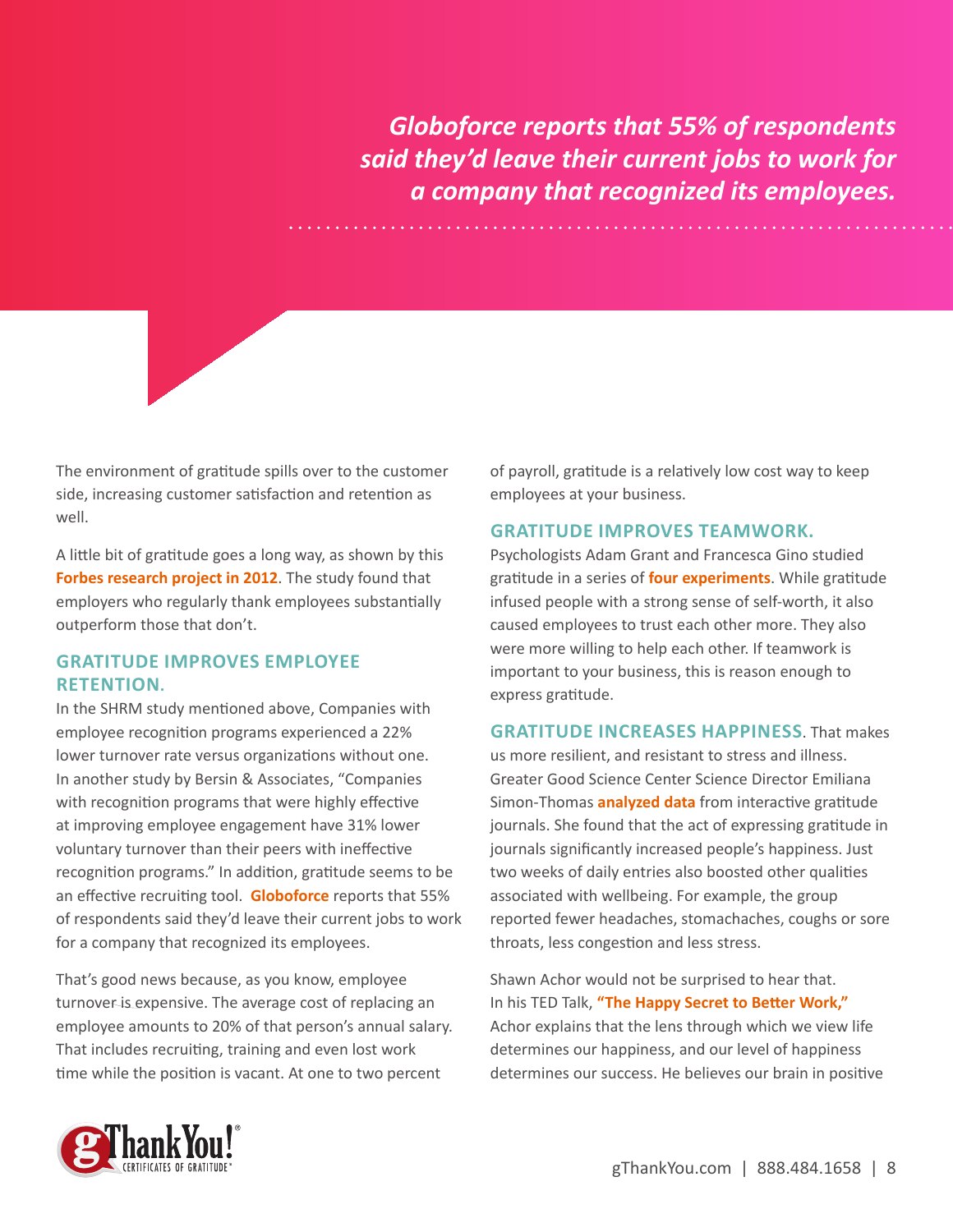*Globoforce reports that 55% of respondents said they'd leave their current jobs to work for a company that recognized its employees.*

The environment of gratitude spills over to the customer side, increasing customer satisfaction and retention as well.

A little bit of gratitude goes a long way, as shown by this **Forbes research project in 2012**. The study found that employers who regularly thank employees substantially outperform those that don't.

### GRATITUDE IMPROVES EMPLOYEE RETENTION.

In the SHRM study mentioned above, Companies with employee recognition programs experienced a 22% lower turnover rate versus organizations without one. In another study by Bersin & Associates, "Companies with recognition programs that were highly effective at improving employee engagement have 31% lower voluntary turnover than their peers with ineffective recognition programs." In addition, gratitude seems to be an effective recruiting tool. **Globoforce** reports that 55% of respondents said they'd leave their current jobs to work for a company that recognized its employees.

That's good news because, as you know, employee turnover is expensive. The average cost of replacing an employee amounts to 20% of that person's annual salary. That includes recruiting, training and even lost work time while the position is vacant. At one to two percent of payroll, gratitude is a relatively low cost way to keep employees at your business.

### GRATITUDE IMPROVES TEAMWORK.

Psychologists Adam Grant and Francesca Gino studied gratitude in a series of **four experiments**. While gratitude infused people with a strong sense of self-worth, it also caused employees to trust each other more. They also were more willing to help each other. If teamwork is important to your business, this is reason enough to express gratitude.

**GRATITUDE INCREASES HAPPINESS**. That makes us more resilient, and resistant to stress and illness. Greater Good Science Center Science Director Emiliana Simon-Thomas **analyzed data** from interactive gratitude journals. She found that the act of expressing gratitude in journals significantly increased people's happiness. Just two weeks of daily entries also boosted other qualities associated with wellbeing. For example, the group reported fewer headaches, stomachaches, coughs or sore throats, less congestion and less stress.

Shawn Achor would not be surprised to hear that. In his TED Talk, **"The Happy Secret to Better Work,"** Achor explains that the lens through which we view life determines our happiness, and our level of happiness determines our success. He believes our brain in positive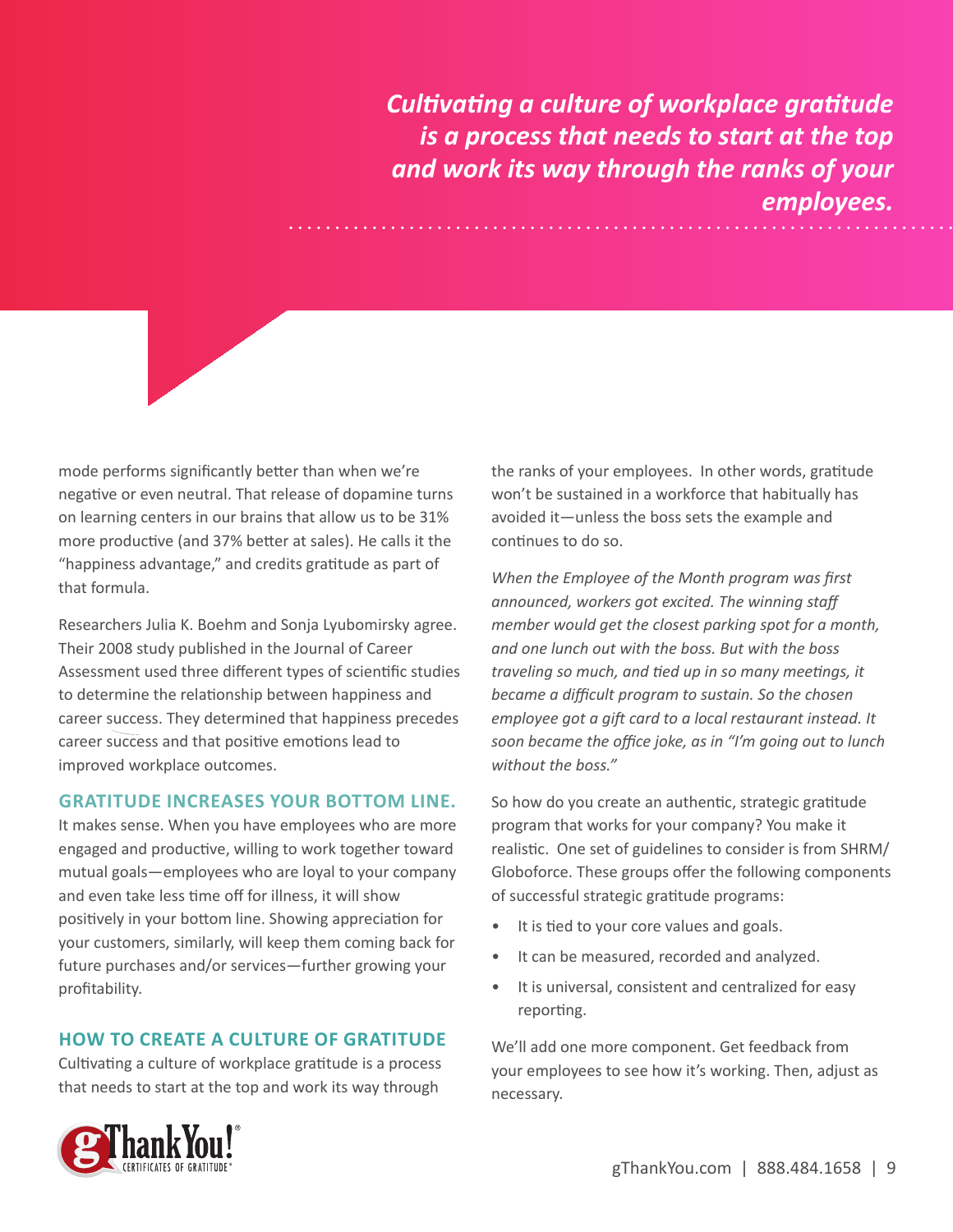*Cultivating a culture of workplace gratitude is a process that needs to start at the top and work its way through the ranks of your employees.*

mode performs significantly better than when we're negative or even neutral. That release of dopamine turns on learning centers in our brains that allow us to be 31% more productive (and 37% better at sales). He calls it the "happiness advantage," and credits gratitude as part of that formula.

Researchers Julia K. Boehm and Sonja Lyubomirsky agree. Their 2008 study published in the Journal of Career Assessment used three different types of scientific studies to determine the relationship between happiness and career success. They determined that happiness precedes career success and that positive emotions lead to improved workplace outcomes.

### GRATITUDE INCREASES YOUR BOTTOM LINE.

It makes sense. When you have employees who are more engaged and productive, willing to work together toward mutual goals—employees who are loyal to your company and even take less time off for illness, it will show positively in your bottom line. Showing appreciation for your customers, similarly, will keep them coming back for future purchases and/or services—further growing your profitability.

### HOW TO CREATE A CULTURE OF GRATITUDE

Cultivating a culture of workplace gratitude is a process that needs to start at the top and work its way through the ranks of your employees. In other words, gratitude won't be sustained in a workforce that habitually has avoided it—unless the boss sets the example and continues to do so.

*When the Employee of the Month program was first announced, workers got excited. The winning staff member would get the closest parking spot for a month, and one lunch out with the boss. But with the boss traveling so much, and tied up in so many meetings, it became a difficult program to sustain. So the chosen employee got a gift card to a local restaurant instead. It soon became the office joke, as in "I'm going out to lunch without the boss."*

So how do you create an authentic, strategic gratitude program that works for your company? You make it realistic. One set of guidelines to consider is from SHRM/Globoforce. These groups offer the following components of successful strategic gratitude programs:

- It is tied to your core values and goals.
- It can be measured, recorded and analyzed.
- It is universal, consistent and centralized for easy reporting.

We'll add one more component. Get feedback from your employees to see how it's working. Then, adjust as necessary.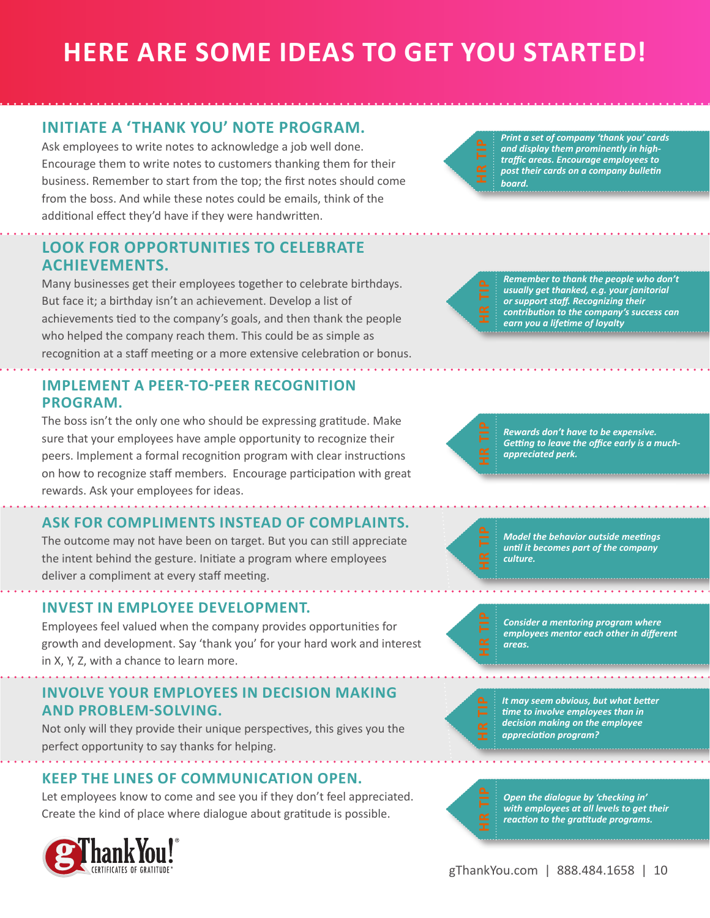# HERE ARE SOME IDEAS TO GET YOU STARTED!

## INITIATE A 'THANK YOU' NOTE PROGRAM.

Ask employees to write notes to acknowledge a job well done. Encourage them to write notes to customers thanking them for their business. Remember to start from the top; the first notes should come from the boss. And while these notes could be emails, think of the additional effect they'd have if they were handwritten.

**HR TIP** *Print a set of company 'thank you' cards and display them prominently in high-traffic areas. Encourage employees to post their cards on a company bulletin board.*

## LOOK FOR OPPORTUNITIES TO CELEBRATE ACHIEVEMENTS.

Many businesses get their employees together to celebrate birthdays. But face it; a birthday isn't an achievement. Develop a list of achievements tied to the company's goals, and then thank the people who helped the company reach them. This could be as simple as recognition at a staff meeting or a more extensive celebration or bonus.

**HR TIP** *Remember to thank the people who don't usually get thanked, e.g. your janitorial or support staff. Recognizing their contribution to the company's success can earn you a lifetime of loyalty*

## IMPLEMENT A PEER-TO-PEER RECOGNITION PROGRAM.

The boss isn't the only one who should be expressing gratitude. Make sure that your employees have ample opportunity to recognize their peers. Implement a formal recognition program with clear instructions on how to recognize staff members. Encourage participation with great rewards. Ask your employees for ideas.

**HR TIP** *Rewards don't have to be expensive. Getting to leave the office early is a much-appreciated perk.*

## ASK FOR COMPLIMENTS INSTEAD OF COMPLAINTS.

The outcome may not have been on target. But you can still appreciate the intent behind the gesture. Initiate a program where employees deliver a compliment at every staff meeting.

**HR TIP** *Model the behavior outside meetings until it becomes part of the company culture.*

## INVEST IN EMPLOYEE DEVELOPMENT.

Employees feel valued when the company provides opportunities for growth and development. Say 'thank you' for your hard work and interest in X, Y, Z, with a chance to learn more.

**HR TIP** *Consider a mentoring program where employees mentor each other in different areas.*

## INVOLVE YOUR EMPLOYEES IN DECISION MAKING AND PROBLEM-SOLVING.

Not only will they provide their unique perspectives, this gives you the perfect opportunity to say thanks for helping.

**HR TIP** *It may seem obvious, but what better time to involve employees than in decision making on the employee appreciation program?*

## KEEP THE LINES OF COMMUNICATION OPEN.

Let employees know to come and see you if they don't feel appreciated. Create the kind of place where dialogue about gratitude is possible.

**HR TIP** *Open the dialogue by 'checking in' with employees at all levels to get their reaction to the gratitude programs.*

gThankYou! CERTIFICATES OF GRATITUDE®

gThankYou.com | 888.484.1658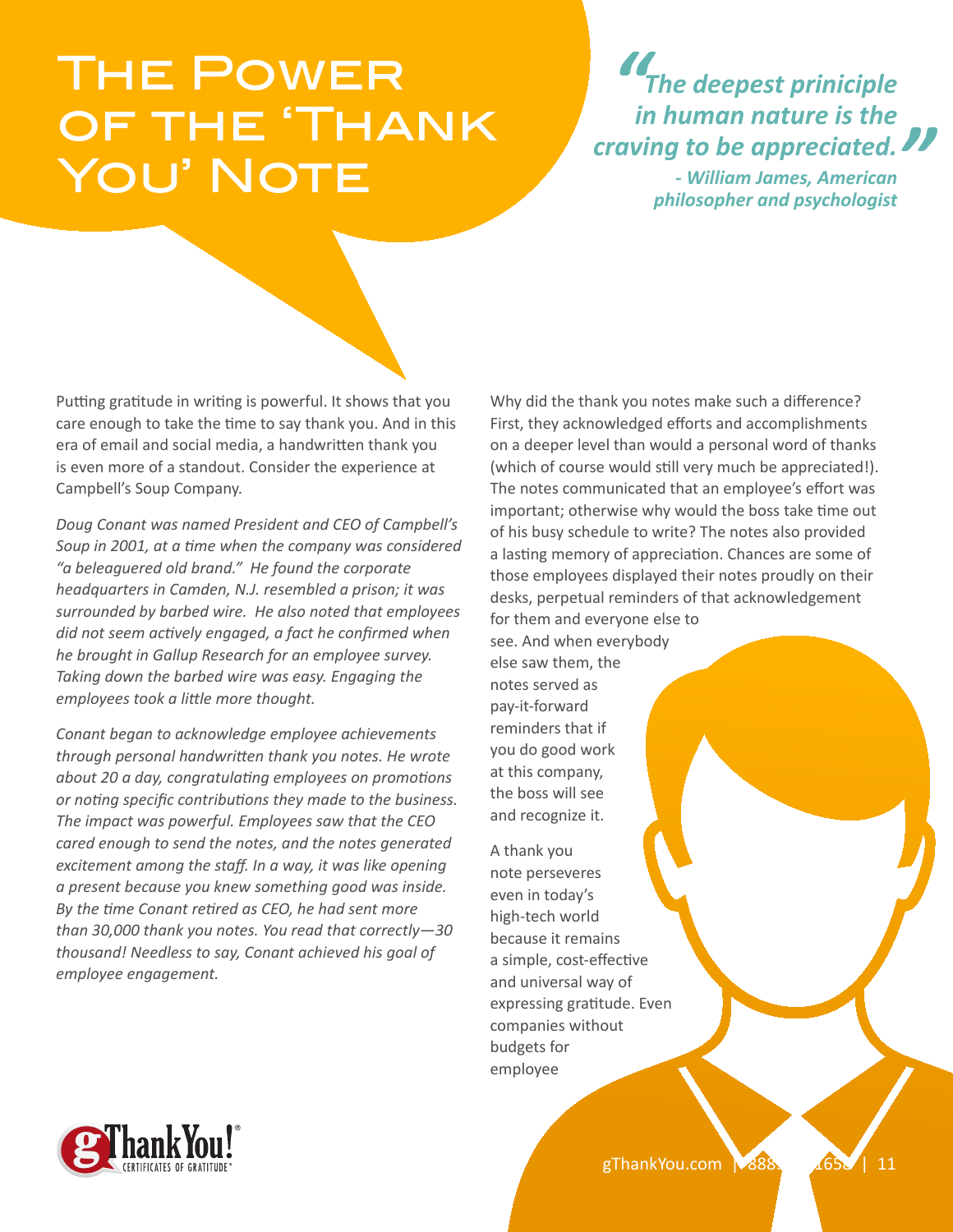# The Power of the 'Thank You' Note

> ***"The deepest priniciple in human nature is the craving to be appreciated."***
> ***- William James, American philosopher and psychologist***

Putting gratitude in writing is powerful. It shows that you care enough to take the time to say thank you. And in this era of email and social media, a handwritten thank you is even more of a standout. Consider the experience at Campbell's Soup Company.

*Doug Conant was named President and CEO of Campbell's Soup in 2001, at a time when the company was considered "a beleaguered old brand." He found the corporate headquarters in Camden, N.J. resembled a prison; it was surrounded by barbed wire. He also noted that employees did not seem actively engaged, a fact he confirmed when he brought in Gallup Research for an employee survey. Taking down the barbed wire was easy. Engaging the employees took a little more thought.*

*Conant began to acknowledge employee achievements through personal handwritten thank you notes. He wrote about 20 a day, congratulating employees on promotions or noting specific contributions they made to the business. The impact was powerful. Employees saw that the CEO cared enough to send the notes, and the notes generated excitement among the staff. In a way, it was like opening a present because you knew something good was inside. By the time Conant retired as CEO, he had sent more than 30,000 thank you notes. You read that correctly—30 thousand! Needless to say, Conant achieved his goal of employee engagement.*

Why did the thank you notes make such a difference? First, they acknowledged efforts and accomplishments on a deeper level than would a personal word of thanks (which of course would still very much be appreciated!). The notes communicated that an employee's effort was important; otherwise why would the boss take time out of his busy schedule to write? The notes also provided a lasting memory of appreciation. Chances are some of those employees displayed their notes proudly on their desks, perpetual reminders of that acknowledgement for them and everyone else to see. And when everybody else saw them, the notes served as pay-it-forward reminders that if you do good work at this company, the boss will see and recognize it.

A thank you note perseveres even in today's high-tech world because it remains a simple, cost-effective and universal way of expressing gratitude. Even companies without budgets for employee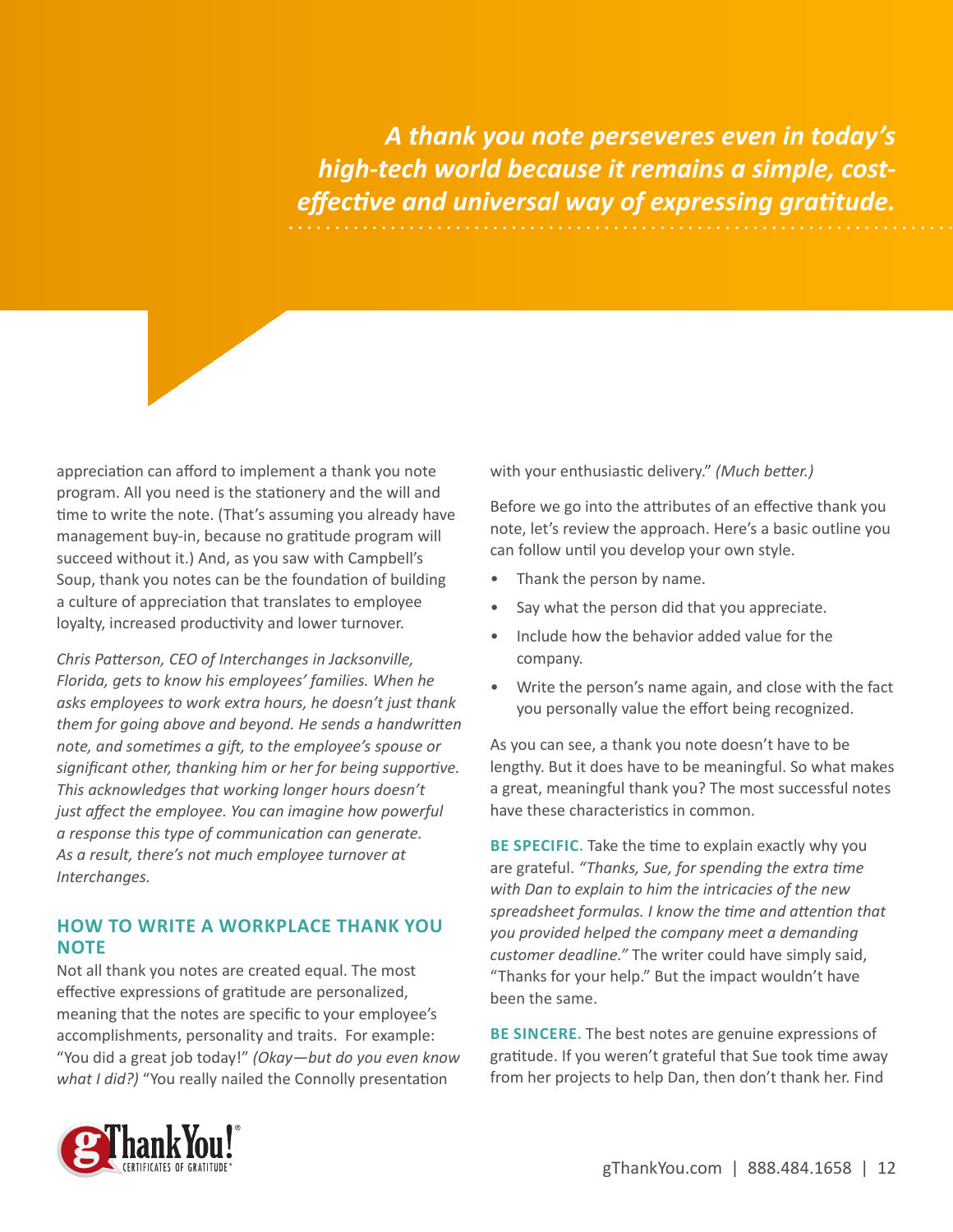*A thank you note perseveres even in today's high-tech world because it remains a simple, cost-effective and universal way of expressing gratitude.*

appreciation can afford to implement a thank you note program. All you need is the stationery and the will and time to write the note. (That's assuming you already have management buy-in, because no gratitude program will succeed without it.) And, as you saw with Campbell's Soup, thank you notes can be the foundation of building a culture of appreciation that translates to employee loyalty, increased productivity and lower turnover.

*Chris Patterson, CEO of Interchanges in Jacksonville, Florida, gets to know his employees' families. When he asks employees to work extra hours, he doesn't just thank them for going above and beyond. He sends a handwritten note, and sometimes a gift, to the employee's spouse or significant other, thanking him or her for being supportive. This acknowledges that working longer hours doesn't just affect the employee. You can imagine how powerful a response this type of communication can generate. As a result, there's not much employee turnover at Interchanges.*

## HOW TO WRITE A WORKPLACE THANK YOU NOTE

Not all thank you notes are created equal. The most effective expressions of gratitude are personalized, meaning that the notes are specific to your employee's accomplishments, personality and traits. For example: "You did a great job today!" *(Okay—but do you even know what I did?)* "You really nailed the Connolly presentation with your enthusiastic delivery." *(Much better.)*

Before we go into the attributes of an effective thank you note, let's review the approach. Here's a basic outline you can follow until you develop your own style.

- Thank the person by name.
- Say what the person did that you appreciate.
- Include how the behavior added value for the company.
- Write the person's name again, and close with the fact you personally value the effort being recognized.

As you can see, a thank you note doesn't have to be lengthy. But it does have to be meaningful. So what makes a great, meaningful thank you? The most successful notes have these characteristics in common.

**BE SPECIFIC.** Take the time to explain exactly why you are grateful. *"Thanks, Sue, for spending the extra time with Dan to explain to him the intricacies of the new spreadsheet formulas. I know the time and attention that you provided helped the company meet a demanding customer deadline."* The writer could have simply said, "Thanks for your help." But the impact wouldn't have been the same.

**BE SINCERE.** The best notes are genuine expressions of gratitude. If you weren't grateful that Sue took time away from her projects to help Dan, then don't thank her. Find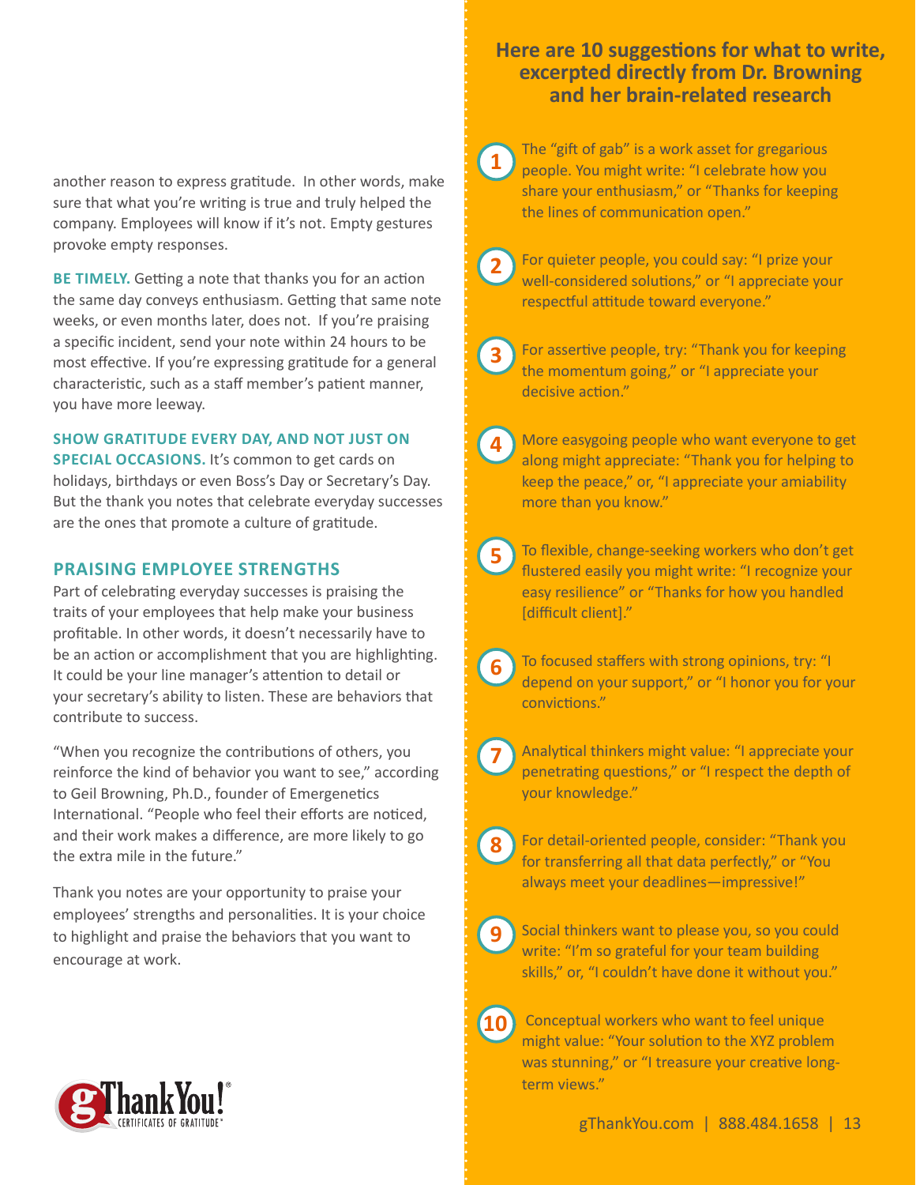another reason to express gratitude. In other words, make sure that what you're writing is true and truly helped the company. Employees will know if it's not. Empty gestures provoke empty responses.

**BE TIMELY.** Getting a note that thanks you for an action the same day conveys enthusiasm. Getting that same note weeks, or even months later, does not. If you're praising a specific incident, send your note within 24 hours to be most effective. If you're expressing gratitude for a general characteristic, such as a staff member's patient manner, you have more leeway.

**SHOW GRATITUDE EVERY DAY, AND NOT JUST ON SPECIAL OCCASIONS.** It's common to get cards on holidays, birthdays or even Boss's Day or Secretary's Day. But the thank you notes that celebrate everyday successes are the ones that promote a culture of gratitude.

## PRAISING EMPLOYEE STRENGTHS

Part of celebrating everyday successes is praising the traits of your employees that help make your business profitable. In other words, it doesn't necessarily have to be an action or accomplishment that you are highlighting. It could be your line manager's attention to detail or your secretary's ability to listen. These are behaviors that contribute to success.

"When you recognize the contributions of others, you reinforce the kind of behavior you want to see," according to Geil Browning, Ph.D., founder of Emergenetics International. "People who feel their efforts are noticed, and their work makes a difference, are more likely to go the extra mile in the future."

Thank you notes are your opportunity to praise your employees' strengths and personalities. It is your choice to highlight and praise the behaviors that you want to encourage at work.

gThankYou! CERTIFICATES OF GRATITUDE®

## Here are 10 suggestions for what to write, excerpted directly from Dr. Browning and her brain-related research

1. The "gift of gab" is a work asset for gregarious people. You might write: "I celebrate how you share your enthusiasm," or "Thanks for keeping the lines of communication open."
2. For quieter people, you could say: "I prize your well-considered solutions," or "I appreciate your respectful attitude toward everyone."
3. For assertive people, try: "Thank you for keeping the momentum going," or "I appreciate your decisive action."
4. More easygoing people who want everyone to get along might appreciate: "Thank you for helping to keep the peace," or, "I appreciate your amiability more than you know."
5. To flexible, change-seeking workers who don't get flustered easily you might write: "I recognize your easy resilience" or "Thanks for how you handled [difficult client]."
6. To focused staffers with strong opinions, try: "I depend on your support," or "I honor you for your convictions."
7. Analytical thinkers might value: "I appreciate your penetrating questions," or "I respect the depth of your knowledge."
8. For detail-oriented people, consider: "Thank you for transferring all that data perfectly," or "You always meet your deadlines—impressive!"
9. Social thinkers want to please you, so you could write: "I'm so grateful for your team building skills," or, "I couldn't have done it without you."
10. Conceptual workers who want to feel unique might value: "Your solution to the XYZ problem was stunning," or "I treasure your creative long-term views."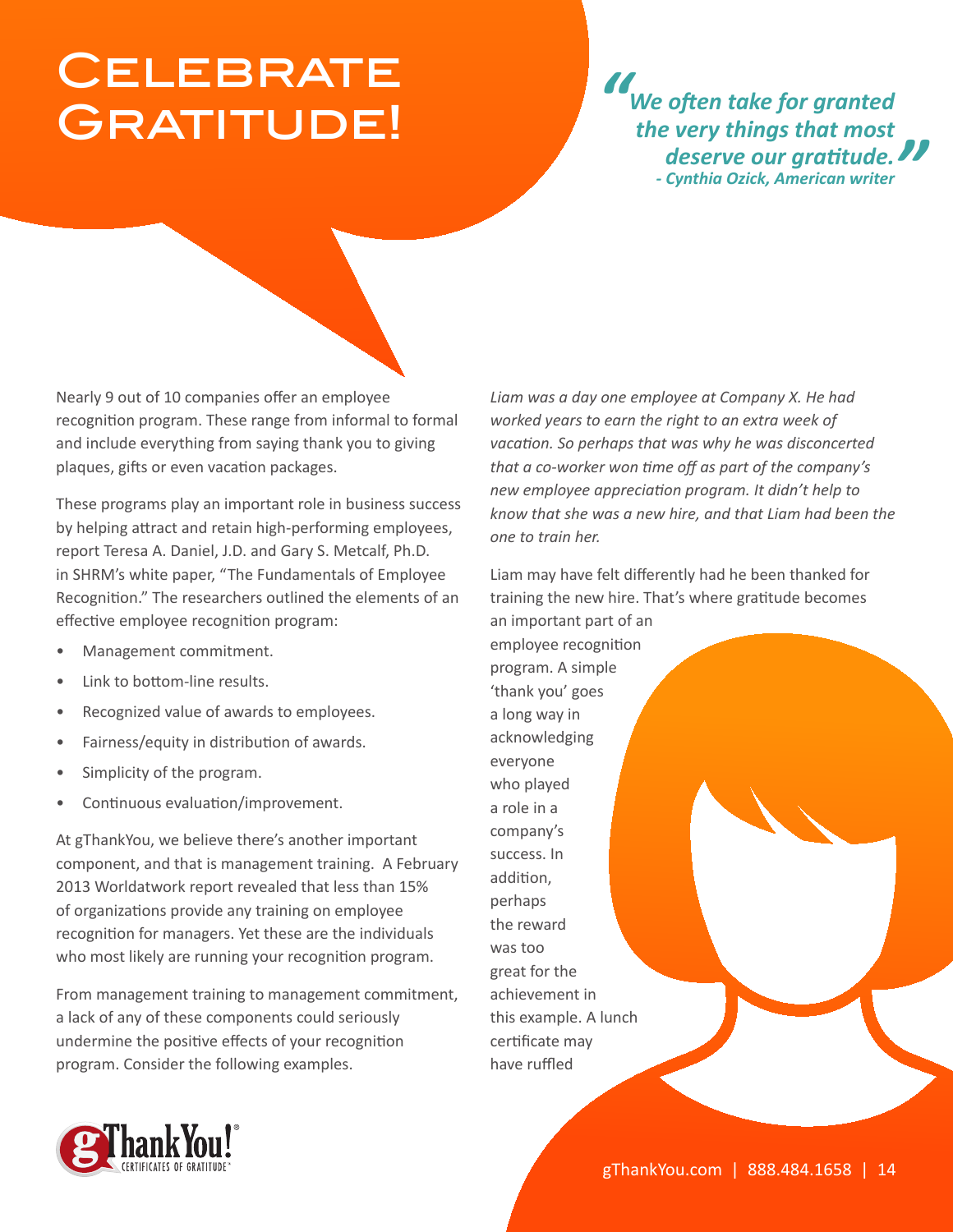# Celebrate Gratitude!

> ***"We often take for granted the very things that most deserve our gratitude."***
> ***- Cynthia Ozick, American writer***

Nearly 9 out of 10 companies offer an employee recognition program. These range from informal to formal and include everything from saying thank you to giving plaques, gifts or even vacation packages.

These programs play an important role in business success by helping attract and retain high-performing employees, report Teresa A. Daniel, J.D. and Gary S. Metcalf, Ph.D. in SHRM's white paper, "The Fundamentals of Employee Recognition." The researchers outlined the elements of an effective employee recognition program:

- Management commitment.
- Link to bottom-line results.
- Recognized value of awards to employees.
- Fairness/equity in distribution of awards.
- Simplicity of the program.
- Continuous evaluation/improvement.

At gThankYou, we believe there's another important component, and that is management training. A February 2013 Worldatwork report revealed that less than 15% of organizations provide any training on employee recognition for managers. Yet these are the individuals who most likely are running your recognition program.

From management training to management commitment, a lack of any of these components could seriously undermine the positive effects of your recognition program. Consider the following examples.

*Liam was a day one employee at Company X. He had worked years to earn the right to an extra week of vacation. So perhaps that was why he was disconcerted that a co-worker won time off as part of the company's new employee appreciation program. It didn't help to know that she was a new hire, and that Liam had been the one to train her.*

Liam may have felt differently had he been thanked for training the new hire. That's where gratitude becomes an important part of an employee recognition program. A simple 'thank you' goes a long way in acknowledging everyone who played a role in a company's success. In addition, perhaps the reward was too great for the achievement in this example. A lunch certificate may have ruffled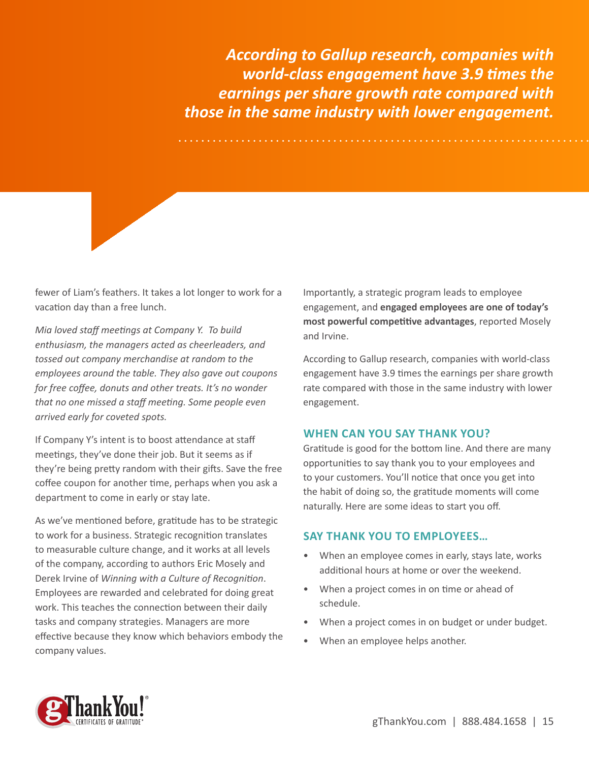*According to Gallup research, companies with world-class engagement have 3.9 times the earnings per share growth rate compared with those in the same industry with lower engagement.*

fewer of Liam's feathers. It takes a lot longer to work for a vacation day than a free lunch.

*Mia loved staff meetings at Company Y. To build enthusiasm, the managers acted as cheerleaders, and tossed out company merchandise at random to the employees around the table. They also gave out coupons for free coffee, donuts and other treats. It's no wonder that no one missed a staff meeting. Some people even arrived early for coveted spots.*

If Company Y's intent is to boost attendance at staff meetings, they've done their job. But it seems as if they're being pretty random with their gifts. Save the free coffee coupon for another time, perhaps when you ask a department to come in early or stay late.

As we've mentioned before, gratitude has to be strategic to work for a business. Strategic recognition translates to measurable culture change, and it works at all levels of the company, according to authors Eric Mosely and Derek Irvine of *Winning with a Culture of Recognition*. Employees are rewarded and celebrated for doing great work. This teaches the connection between their daily tasks and company strategies. Managers are more effective because they know which behaviors embody the company values.

Importantly, a strategic program leads to employee engagement, and **engaged employees are one of today's most powerful competitive advantages**, reported Mosely and Irvine.

According to Gallup research, companies with world-class engagement have 3.9 times the earnings per share growth rate compared with those in the same industry with lower engagement.

## WHEN CAN YOU SAY THANK YOU?

Gratitude is good for the bottom line. And there are many opportunities to say thank you to your employees and to your customers. You'll notice that once you get into the habit of doing so, the gratitude moments will come naturally. Here are some ideas to start you off.

## SAY THANK YOU TO EMPLOYEES…

- When an employee comes in early, stays late, works additional hours at home or over the weekend.
- When a project comes in on time or ahead of schedule.
- When a project comes in on budget or under budget.
- When an employee helps another.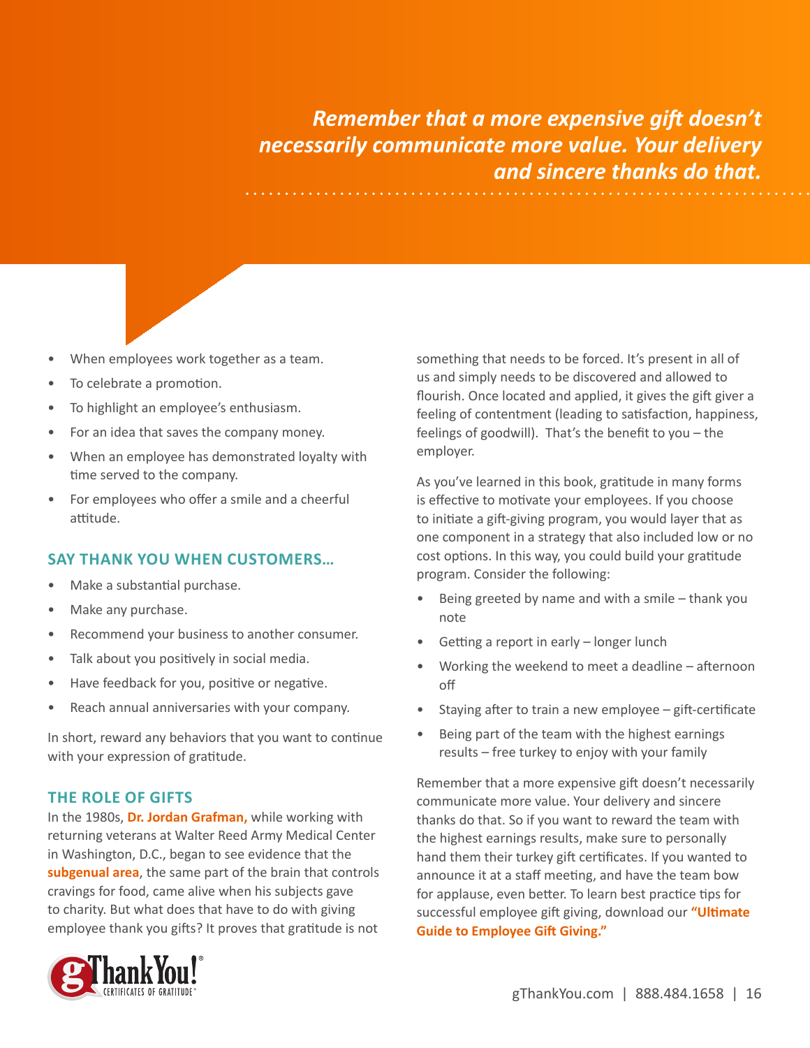*Remember that a more expensive gift doesn't necessarily communicate more value. Your delivery and sincere thanks do that.*

- When employees work together as a team.
- To celebrate a promotion.
- To highlight an employee's enthusiasm.
- For an idea that saves the company money.
- When an employee has demonstrated loyalty with time served to the company.
- For employees who offer a smile and a cheerful attitude.

### SAY THANK YOU WHEN CUSTOMERS…

- Make a substantial purchase.
- Make any purchase.
- Recommend your business to another consumer.
- Talk about you positively in social media.
- Have feedback for you, positive or negative.
- Reach annual anniversaries with your company.

In short, reward any behaviors that you want to continue with your expression of gratitude.

### THE ROLE OF GIFTS

In the 1980s, **Dr. Jordan Grafman,** while working with returning veterans at Walter Reed Army Medical Center in Washington, D.C., began to see evidence that the **subgenual area**, the same part of the brain that controls cravings for food, came alive when his subjects gave to charity. But what does that have to do with giving employee thank you gifts? It proves that gratitude is not something that needs to be forced. It's present in all of us and simply needs to be discovered and allowed to flourish. Once located and applied, it gives the gift giver a feeling of contentment (leading to satisfaction, happiness, feelings of goodwill). That's the benefit to you – the employer.

As you've learned in this book, gratitude in many forms is effective to motivate your employees. If you choose to initiate a gift-giving program, you would layer that as one component in a strategy that also included low or no cost options. In this way, you could build your gratitude program. Consider the following:

- Being greeted by name and with a smile – thank you note
- Getting a report in early – longer lunch
- Working the weekend to meet a deadline – afternoon off
- Staying after to train a new employee – gift-certificate
- Being part of the team with the highest earnings results – free turkey to enjoy with your family

Remember that a more expensive gift doesn't necessarily communicate more value. Your delivery and sincere thanks do that. So if you want to reward the team with the highest earnings results, make sure to personally hand them their turkey gift certificates. If you wanted to announce it at a staff meeting, and have the team bow for applause, even better. To learn best practice tips for successful employee gift giving, download our **"Ultimate Guide to Employee Gift Giving."**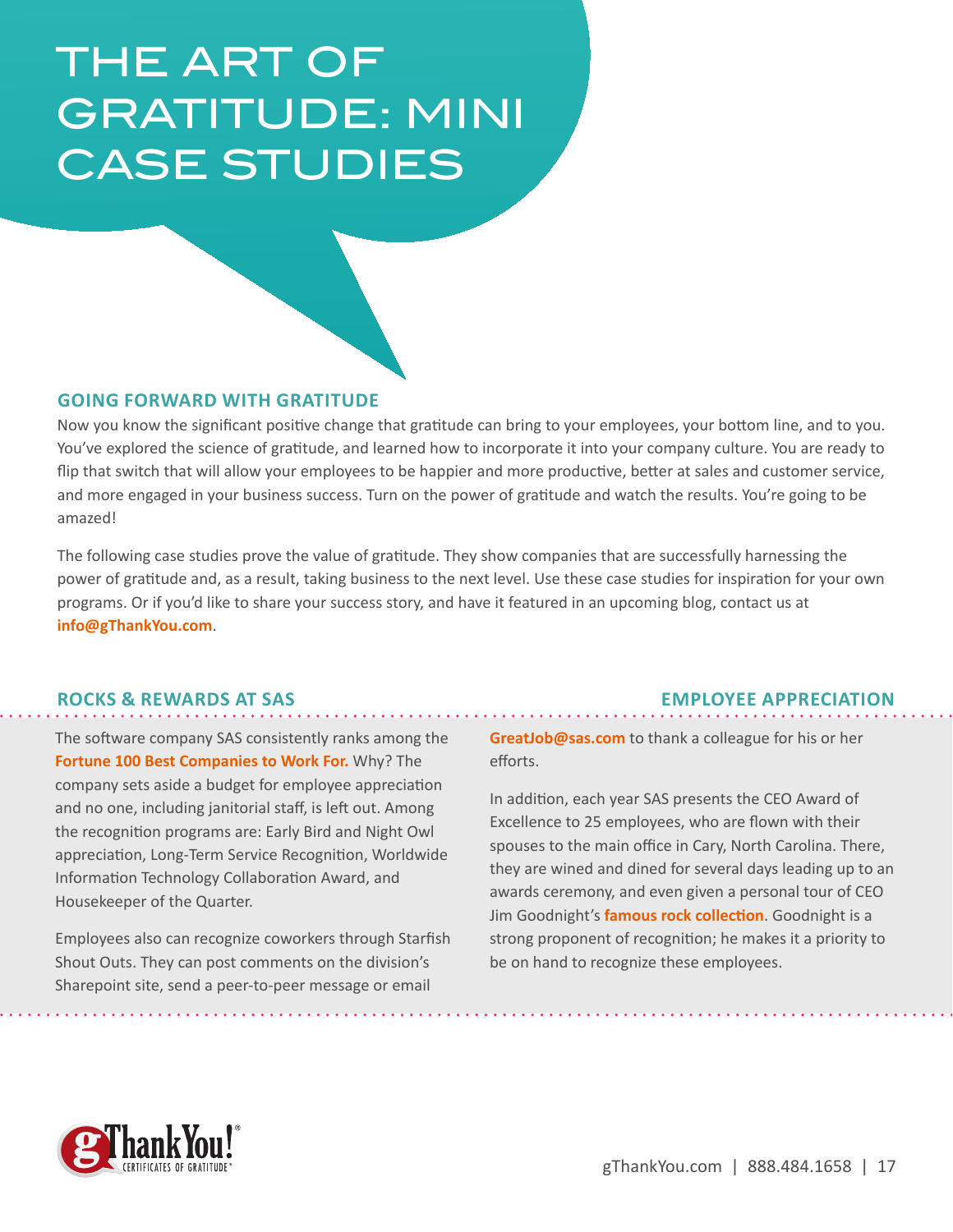# THE ART OF GRATITUDE: MINI CASE STUDIES

## GOING FORWARD WITH GRATITUDE

Now you know the significant positive change that gratitude can bring to your employees, your bottom line, and to you. You've explored the science of gratitude, and learned how to incorporate it into your company culture. You are ready to flip that switch that will allow your employees to be happier and more productive, better at sales and customer service, and more engaged in your business success. Turn on the power of gratitude and watch the results. You're going to be amazed!

The following case studies prove the value of gratitude. They show companies that are successfully harnessing the power of gratitude and, as a result, taking business to the next level. Use these case studies for inspiration for your own programs. Or if you'd like to share your success story, and have it featured in an upcoming blog, contact us at **info@gThankYou.com**.

## ROCKS & REWARDS AT SAS

### EMPLOYEE APPRECIATION

The software company SAS consistently ranks among the **Fortune 100 Best Companies to Work For.** Why? The company sets aside a budget for employee appreciation and no one, including janitorial staff, is left out. Among the recognition programs are: Early Bird and Night Owl appreciation, Long-Term Service Recognition, Worldwide Information Technology Collaboration Award, and Housekeeper of the Quarter.

Employees also can recognize coworkers through Starfish Shout Outs. They can post comments on the division's Sharepoint site, send a peer-to-peer message or email **GreatJob@sas.com** to thank a colleague for his or her efforts.

In addition, each year SAS presents the CEO Award of Excellence to 25 employees, who are flown with their spouses to the main office in Cary, North Carolina. There, they are wined and dined for several days leading up to an awards ceremony, and even given a personal tour of CEO Jim Goodnight's **famous rock collection**. Goodnight is a strong proponent of recognition; he makes it a priority to be on hand to recognize these employees.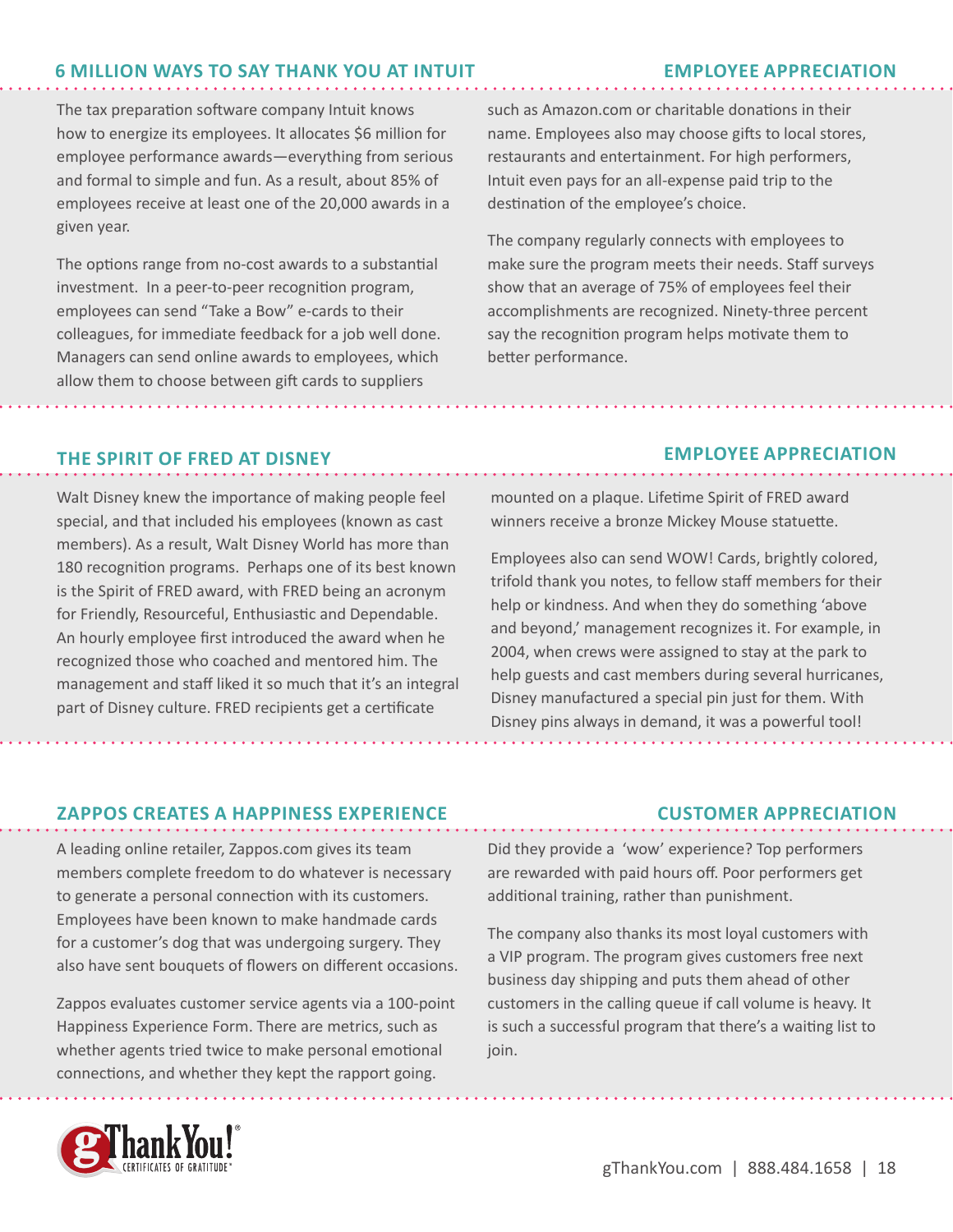## 6 MILLION WAYS TO SAY THANK YOU AT INTUIT

**EMPLOYEE APPRECIATION**

The tax preparation software company Intuit knows how to energize its employees. It allocates $6 million for employee performance awards—everything from serious and formal to simple and fun. As a result, about 85% of employees receive at least one of the 20,000 awards in a given year.

The options range from no-cost awards to a substantial investment. In a peer-to-peer recognition program, employees can send "Take a Bow" e-cards to their colleagues, for immediate feedback for a job well done. Managers can send online awards to employees, which allow them to choose between gift cards to suppliers such as Amazon.com or charitable donations in their name. Employees also may choose gifts to local stores, restaurants and entertainment. For high performers, Intuit even pays for an all-expense paid trip to the destination of the employee's choice.

The company regularly connects with employees to make sure the program meets their needs. Staff surveys show that an average of 75% of employees feel their accomplishments are recognized. Ninety-three percent say the recognition program helps motivate them to better performance.

## THE SPIRIT OF FRED AT DISNEY

**EMPLOYEE APPRECIATION**

Walt Disney knew the importance of making people feel special, and that included his employees (known as cast members). As a result, Walt Disney World has more than 180 recognition programs. Perhaps one of its best known is the Spirit of FRED award, with FRED being an acronym for Friendly, Resourceful, Enthusiastic and Dependable. An hourly employee first introduced the award when he recognized those who coached and mentored him. The management and staff liked it so much that it's an integral part of Disney culture. FRED recipients get a certificate mounted on a plaque. Lifetime Spirit of FRED award winners receive a bronze Mickey Mouse statuette.

Employees also can send WOW! Cards, brightly colored, trifold thank you notes, to fellow staff members for their help or kindness. And when they do something 'above and beyond,' management recognizes it. For example, in 2004, when crews were assigned to stay at the park to help guests and cast members during several hurricanes, Disney manufactured a special pin just for them. With Disney pins always in demand, it was a powerful tool!

## ZAPPOS CREATES A HAPPINESS EXPERIENCE

**CUSTOMER APPRECIATION**

A leading online retailer, Zappos.com gives its team members complete freedom to do whatever is necessary to generate a personal connection with its customers. Employees have been known to make handmade cards for a customer's dog that was undergoing surgery. They also have sent bouquets of flowers on different occasions.

Zappos evaluates customer service agents via a 100-point Happiness Experience Form. There are metrics, such as whether agents tried twice to make personal emotional connections, and whether they kept the rapport going. Did they provide a 'wow' experience? Top performers are rewarded with paid hours off. Poor performers get additional training, rather than punishment.

The company also thanks its most loyal customers with a VIP program. The program gives customers free next business day shipping and puts them ahead of other customers in the calling queue if call volume is heavy. It is such a successful program that there's a waiting list to join.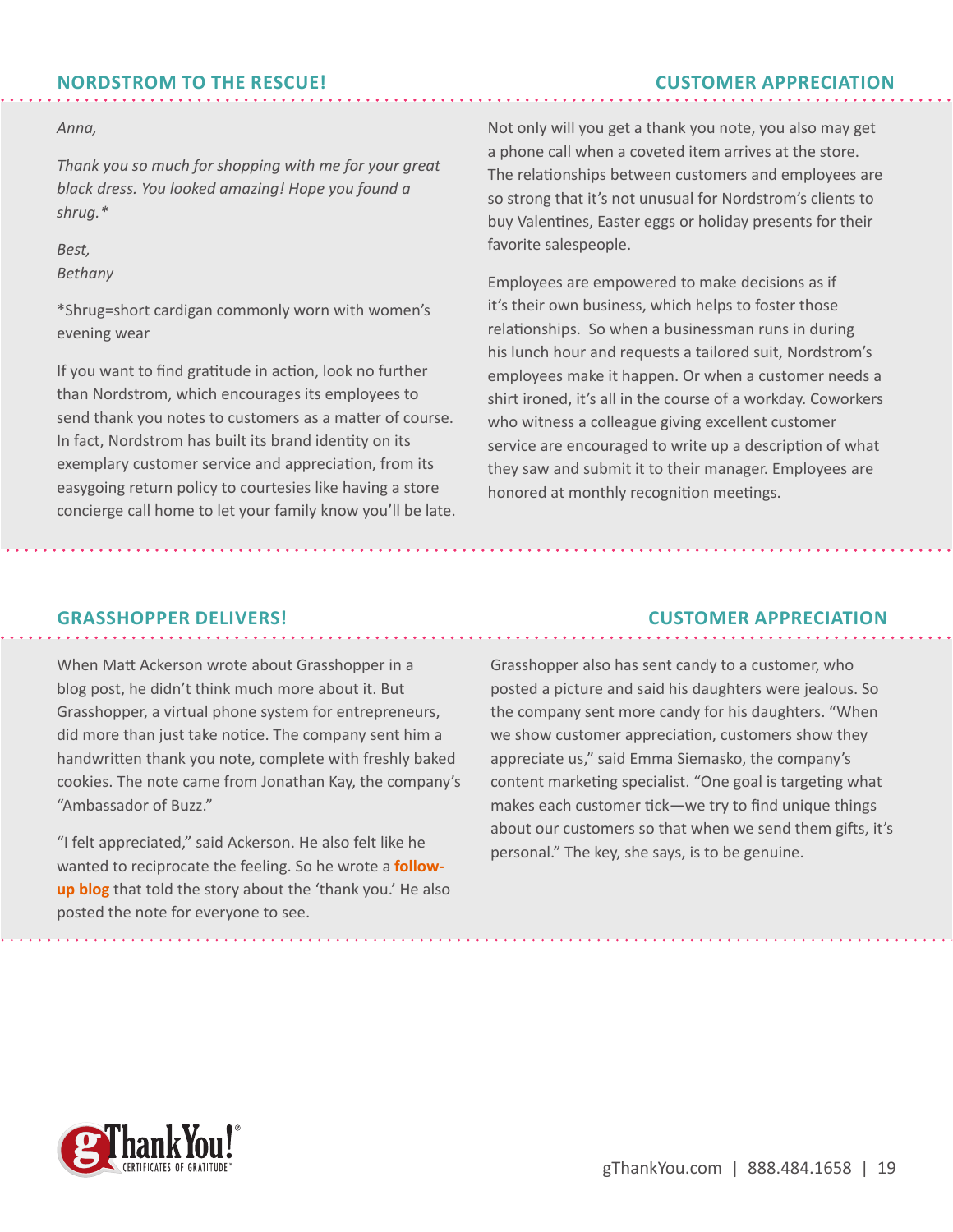## NORDSTROM TO THE RESCUE!

**CUSTOMER APPRECIATION**

*Anna,*

*Thank you so much for shopping with me for your great black dress. You looked amazing! Hope you found a shrug.**

*Best,*
*Bethany*

*Shrug=short cardigan commonly worn with women's evening wear

If you want to find gratitude in action, look no further than Nordstrom, which encourages its employees to send thank you notes to customers as a matter of course. In fact, Nordstrom has built its brand identity on its exemplary customer service and appreciation, from its easygoing return policy to courtesies like having a store concierge call home to let your family know you'll be late.

Not only will you get a thank you note, you also may get a phone call when a coveted item arrives at the store. The relationships between customers and employees are so strong that it's not unusual for Nordstrom's clients to buy Valentines, Easter eggs or holiday presents for their favorite salespeople.

Employees are empowered to make decisions as if it's their own business, which helps to foster those relationships. So when a businessman runs in during his lunch hour and requests a tailored suit, Nordstrom's employees make it happen. Or when a customer needs a shirt ironed, it's all in the course of a workday. Coworkers who witness a colleague giving excellent customer service are encouraged to write up a description of what they saw and submit it to their manager. Employees are honored at monthly recognition meetings.

## GRASSHOPPER DELIVERS!

**CUSTOMER APPRECIATION**

When Matt Ackerson wrote about Grasshopper in a blog post, he didn't think much more about it. But Grasshopper, a virtual phone system for entrepreneurs, did more than just take notice. The company sent him a handwritten thank you note, complete with freshly baked cookies. The note came from Jonathan Kay, the company's "Ambassador of Buzz."

"I felt appreciated," said Ackerson. He also felt like he wanted to reciprocate the feeling. So he wrote a **follow-up blog** that told the story about the 'thank you.' He also posted the note for everyone to see.

Grasshopper also has sent candy to a customer, who posted a picture and said his daughters were jealous. So the company sent more candy for his daughters. "When we show customer appreciation, customers show they appreciate us," said Emma Siemasko, the company's content marketing specialist. "One goal is targeting what makes each customer tick—we try to find unique things about our customers so that when we send them gifts, it's personal." The key, she says, is to be genuine.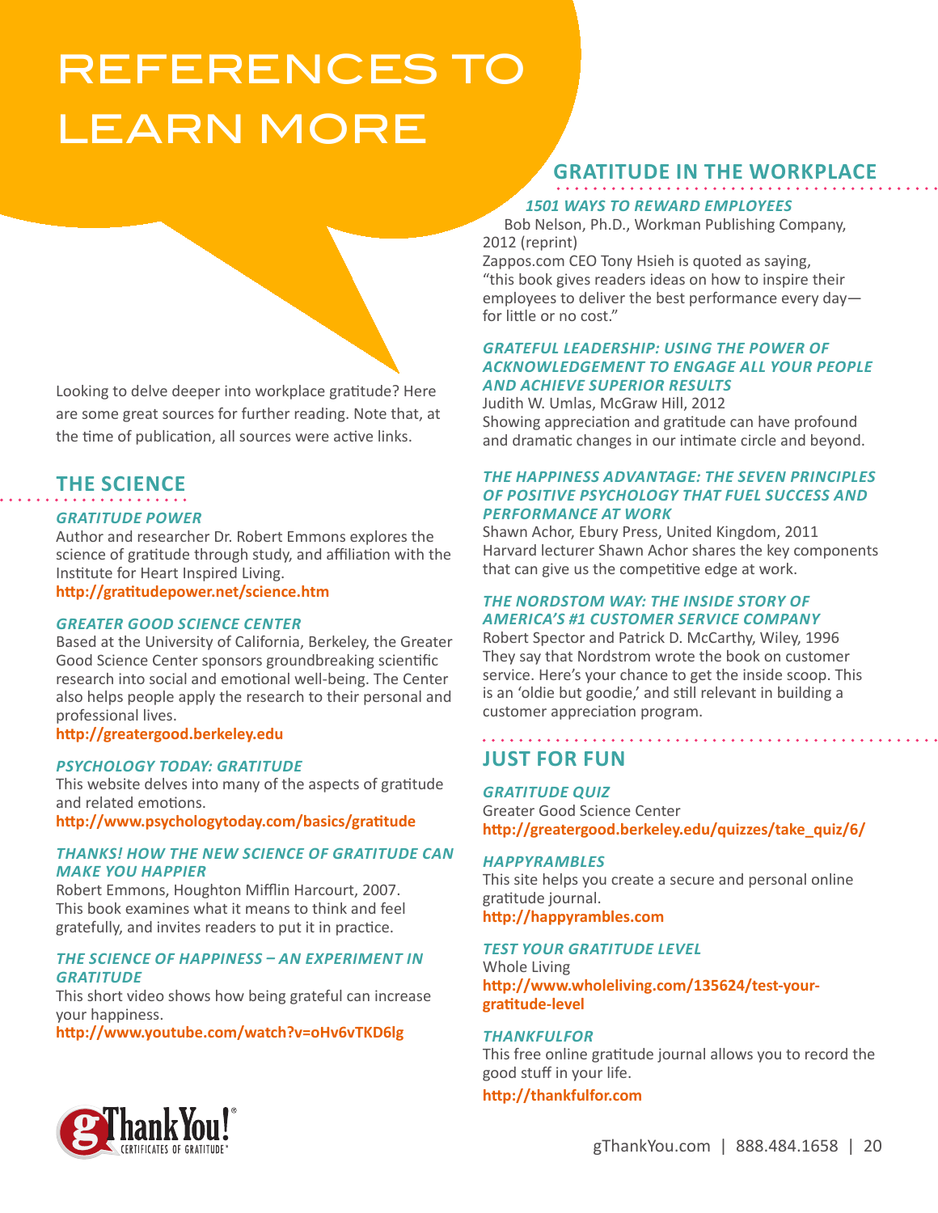# REFERENCES TO LEARN MORE

Looking to delve deeper into workplace gratitude? Here are some great sources for further reading. Note that, at the time of publication, all sources were active links.

## THE SCIENCE

### *GRATITUDE POWER*

Author and researcher Dr. Robert Emmons explores the science of gratitude through study, and affiliation with the Institute for Heart Inspired Living.

**http://gratitudepower.net/science.htm**

### *GREATER GOOD SCIENCE CENTER*

Based at the University of California, Berkeley, the Greater Good Science Center sponsors groundbreaking scientific research into social and emotional well-being. The Center also helps people apply the research to their personal and professional lives.

**http://greatergood.berkeley.edu**

### *PSYCHOLOGY TODAY: GRATITUDE*

This website delves into many of the aspects of gratitude and related emotions.

**http://www.psychologytoday.com/basics/gratitude**

### *THANKS! HOW THE NEW SCIENCE OF GRATITUDE CAN MAKE YOU HAPPIER*

Robert Emmons, Houghton Mifflin Harcourt, 2007.
This book examines what it means to think and feel gratefully, and invites readers to put it in practice.

### *THE SCIENCE OF HAPPINESS – AN EXPERIMENT IN GRATITUDE*

This short video shows how being grateful can increase your happiness.

**http://www.youtube.com/watch?v=oHv6vTKD6lg**

## GRATITUDE IN THE WORKPLACE

### *1501 WAYS TO REWARD EMPLOYEES*

Bob Nelson, Ph.D., Workman Publishing Company, 2012 (reprint)
Zappos.com CEO Tony Hsieh is quoted as saying, "this book gives readers ideas on how to inspire their employees to deliver the best performance every day—for little or no cost."

### *GRATEFUL LEADERSHIP: USING THE POWER OF ACKNOWLEDGEMENT TO ENGAGE ALL YOUR PEOPLE AND ACHIEVE SUPERIOR RESULTS*

Judith W. Umlas, McGraw Hill, 2012
Showing appreciation and gratitude can have profound and dramatic changes in our intimate circle and beyond.

### *THE HAPPINESS ADVANTAGE: THE SEVEN PRINCIPLES OF POSITIVE PSYCHOLOGY THAT FUEL SUCCESS AND PERFORMANCE AT WORK*

Shawn Achor, Ebury Press, United Kingdom, 2011
Harvard lecturer Shawn Achor shares the key components that can give us the competitive edge at work.

### *THE NORDSTOM WAY: THE INSIDE STORY OF AMERICA'S #1 CUSTOMER SERVICE COMPANY*

Robert Spector and Patrick D. McCarthy, Wiley, 1996
They say that Nordstrom wrote the book on customer service. Here's your chance to get the inside scoop. This is an 'oldie but goodie,' and still relevant in building a customer appreciation program.

## JUST FOR FUN

### *GRATITUDE QUIZ*

Greater Good Science Center
**http://greatergood.berkeley.edu/quizzes/take_quiz/6/**

### *HAPPYRAMBLES*

This site helps you create a secure and personal online gratitude journal.
**http://happyrambles.com**

### *TEST YOUR GRATITUDE LEVEL*

Whole Living
**http://www.wholeliving.com/135624/test-your-gratitude-level**

### *THANKFULFOR*

This free online gratitude journal allows you to record the good stuff in your life.
**http://thankfulfor.com**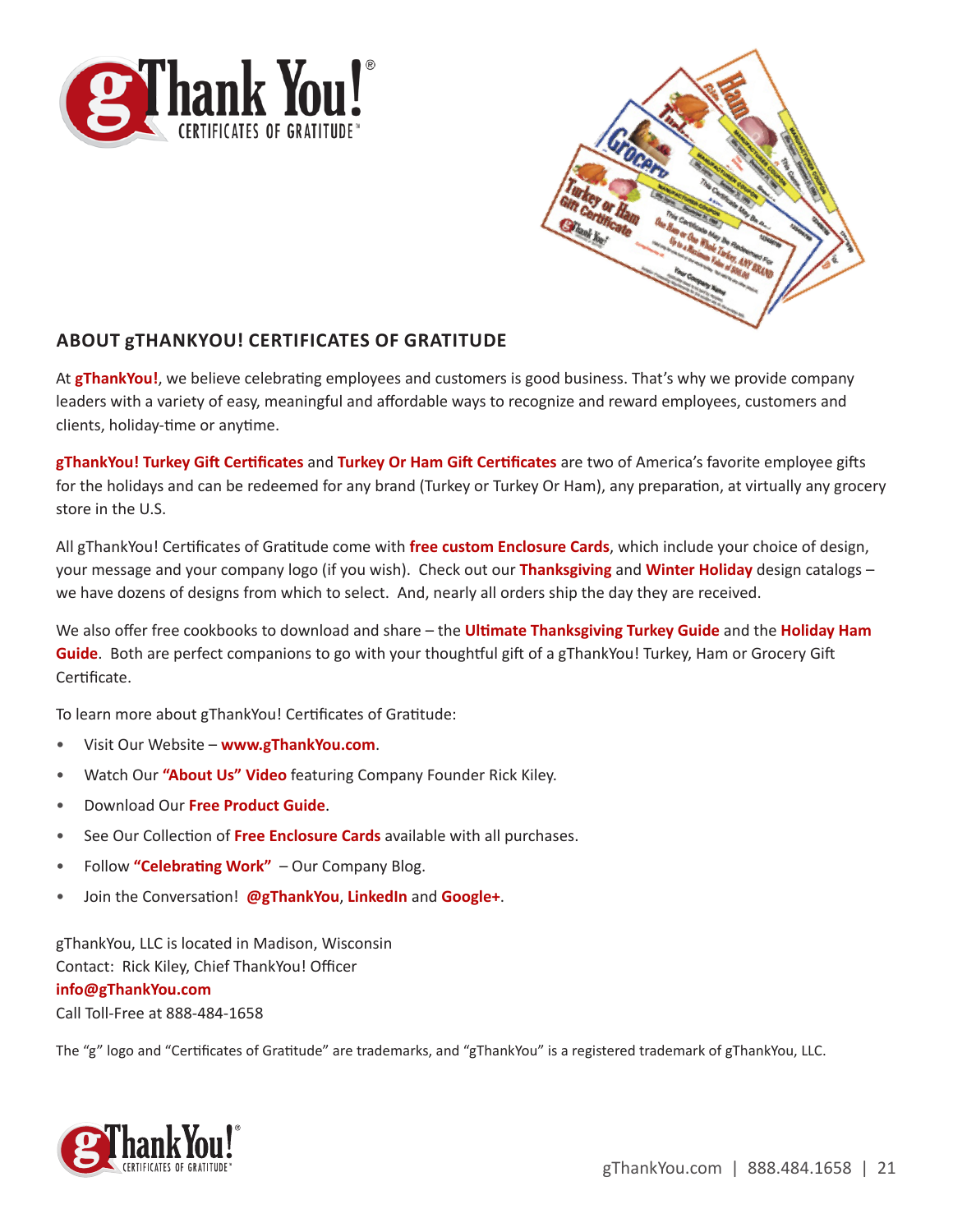## ABOUT gTHANKYOU! CERTIFICATES OF GRATITUDE

At **gThankYou!**, we believe celebrating employees and customers is good business. That's why we provide company leaders with a variety of easy, meaningful and affordable ways to recognize and reward employees, customers and clients, holiday-time or anytime.

**gThankYou! Turkey Gift Certificates** and **Turkey Or Ham Gift Certificates** are two of America's favorite employee gifts for the holidays and can be redeemed for any brand (Turkey or Turkey Or Ham), any preparation, at virtually any grocery store in the U.S.

All gThankYou! Certificates of Gratitude come with **free custom Enclosure Cards**, which include your choice of design, your message and your company logo (if you wish). Check out our **Thanksgiving** and **Winter Holiday** design catalogs – we have dozens of designs from which to select. And, nearly all orders ship the day they are received.

We also offer free cookbooks to download and share – the **Ultimate Thanksgiving Turkey Guide** and the **Holiday Ham Guide**. Both are perfect companions to go with your thoughtful gift of a gThankYou! Turkey, Ham or Grocery Gift Certificate.

To learn more about gThankYou! Certificates of Gratitude:

- Visit Our Website – **www.gThankYou.com**.
- Watch Our **"About Us" Video** featuring Company Founder Rick Kiley.
- Download Our **Free Product Guide**.
- See Our Collection of **Free Enclosure Cards** available with all purchases.
- Follow **"Celebrating Work"** – Our Company Blog.
- Join the Conversation! **@gThankYou**, **LinkedIn** and **Google+**.

gThankYou, LLC is located in Madison, Wisconsin
Contact: Rick Kiley, Chief ThankYou! Officer
**info@gThankYou.com**
Call Toll-Free at 888-484-1658

The "g" logo and "Certificates of Gratitude" are trademarks, and "gThankYou" is a registered trademark of gThankYou, LLC.